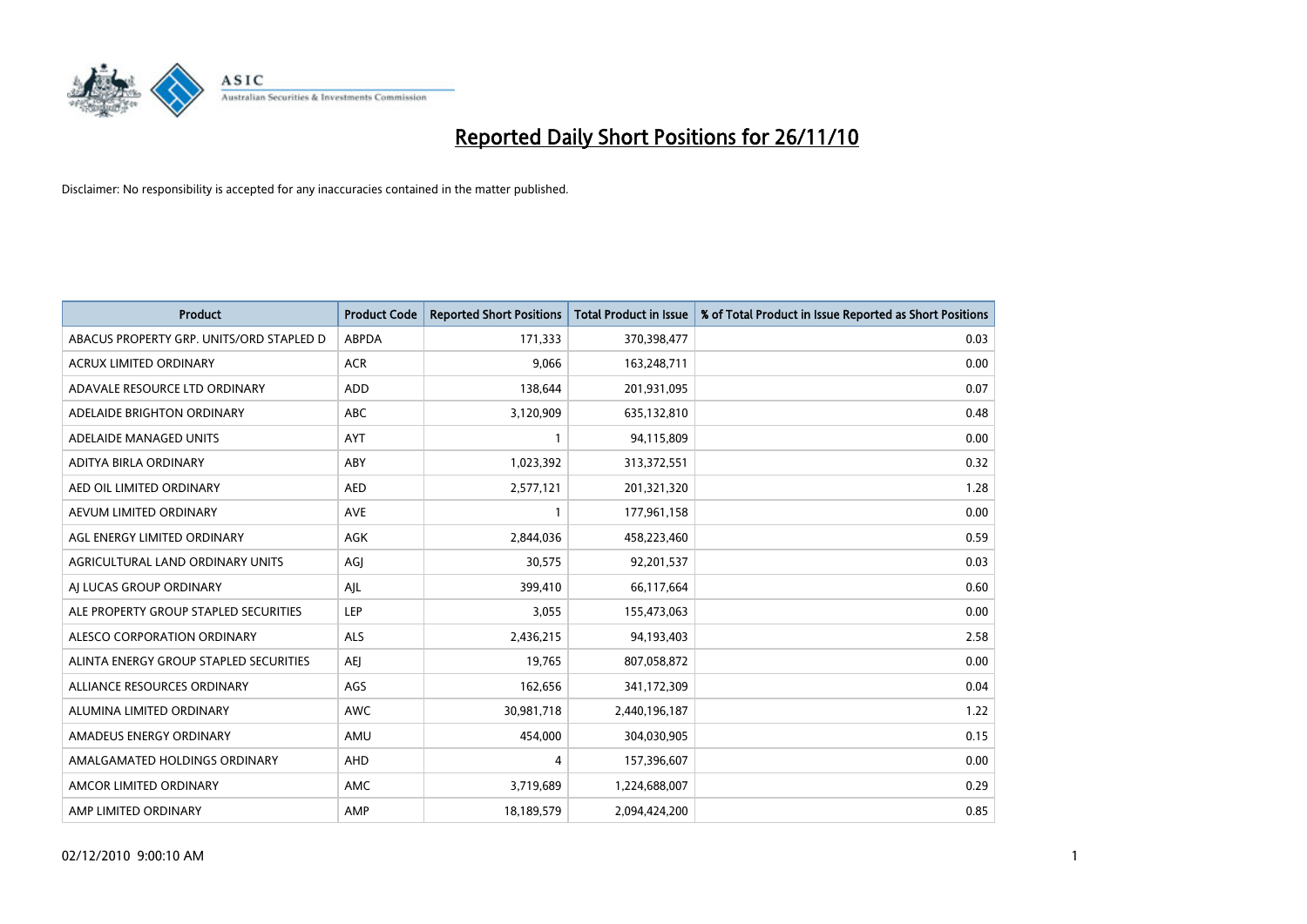# Reported Daily Short Positions for 26/11/10

Disclaimer: No responsibility is accepted for any inaccuracies contained in the matter published.

| Product | Product Code | Reported Short Positions | Total Product in Issue | % of Total Product in Issue Reported as Short Positions |
|---|---|---|---|---|
| ABACUS PROPERTY GRP. UNITS/ORD STAPLED D | ABPDA | 171,333 | 370,398,477 | 0.03 |
| ACRUX LIMITED ORDINARY | ACR | 9,066 | 163,248,711 | 0.00 |
| ADAVALE RESOURCE LTD ORDINARY | ADD | 138,644 | 201,931,095 | 0.07 |
| ADELAIDE BRIGHTON ORDINARY | ABC | 3,120,909 | 635,132,810 | 0.48 |
| ADELAIDE MANAGED UNITS | AYT | 1 | 94,115,809 | 0.00 |
| ADITYA BIRLA ORDINARY | ABY | 1,023,392 | 313,372,551 | 0.32 |
| AED OIL LIMITED ORDINARY | AED | 2,577,121 | 201,321,320 | 1.28 |
| AEVUM LIMITED ORDINARY | AVE | 1 | 177,961,158 | 0.00 |
| AGL ENERGY LIMITED ORDINARY | AGK | 2,844,036 | 458,223,460 | 0.59 |
| AGRICULTURAL LAND ORDINARY UNITS | AGJ | 30,575 | 92,201,537 | 0.03 |
| AJ LUCAS GROUP ORDINARY | AJL | 399,410 | 66,117,664 | 0.60 |
| ALE PROPERTY GROUP STAPLED SECURITIES | LEP | 3,055 | 155,473,063 | 0.00 |
| ALESCO CORPORATION ORDINARY | ALS | 2,436,215 | 94,193,403 | 2.58 |
| ALINTA ENERGY GROUP STAPLED SECURITIES | AEJ | 19,765 | 807,058,872 | 0.00 |
| ALLIANCE RESOURCES ORDINARY | AGS | 162,656 | 341,172,309 | 0.04 |
| ALUMINA LIMITED ORDINARY | AWC | 30,981,718 | 2,440,196,187 | 1.22 |
| AMADEUS ENERGY ORDINARY | AMU | 454,000 | 304,030,905 | 0.15 |
| AMALGAMATED HOLDINGS ORDINARY | AHD | 4 | 157,396,607 | 0.00 |
| AMCOR LIMITED ORDINARY | AMC | 3,719,689 | 1,224,688,007 | 0.29 |
| AMP LIMITED ORDINARY | AMP | 18,189,579 | 2,094,424,200 | 0.85 |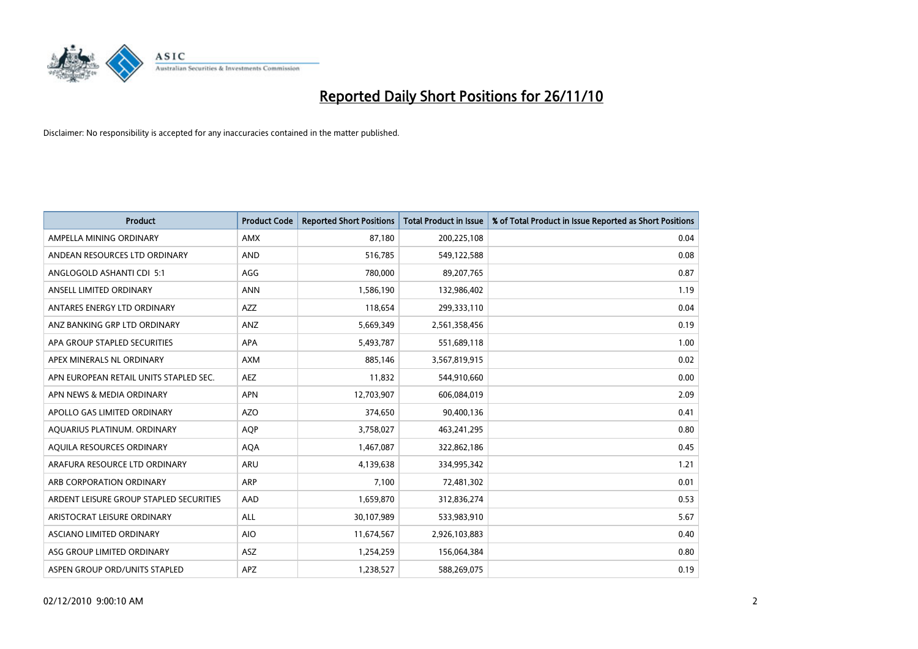# Reported Daily Short Positions for 26/11/10

Disclaimer: No responsibility is accepted for any inaccuracies contained in the matter published.

| Product | Product Code | Reported Short Positions | Total Product in Issue | % of Total Product in Issue Reported as Short Positions |
|---|---|---|---|---|
| AMPELLA MINING ORDINARY | AMX | 87,180 | 200,225,108 | 0.04 |
| ANDEAN RESOURCES LTD ORDINARY | AND | 516,785 | 549,122,588 | 0.08 |
| ANGLOGOLD ASHANTI CDI 5:1 | AGG | 780,000 | 89,207,765 | 0.87 |
| ANSELL LIMITED ORDINARY | ANN | 1,586,190 | 132,986,402 | 1.19 |
| ANTARES ENERGY LTD ORDINARY | AZZ | 118,654 | 299,333,110 | 0.04 |
| ANZ BANKING GRP LTD ORDINARY | ANZ | 5,669,349 | 2,561,358,456 | 0.19 |
| APA GROUP STAPLED SECURITIES | APA | 5,493,787 | 551,689,118 | 1.00 |
| APEX MINERALS NL ORDINARY | AXM | 885,146 | 3,567,819,915 | 0.02 |
| APN EUROPEAN RETAIL UNITS STAPLED SEC. | AEZ | 11,832 | 544,910,660 | 0.00 |
| APN NEWS & MEDIA ORDINARY | APN | 12,703,907 | 606,084,019 | 2.09 |
| APOLLO GAS LIMITED ORDINARY | AZO | 374,650 | 90,400,136 | 0.41 |
| AQUARIUS PLATINUM. ORDINARY | AQP | 3,758,027 | 463,241,295 | 0.80 |
| AQUILA RESOURCES ORDINARY | AQA | 1,467,087 | 322,862,186 | 0.45 |
| ARAFURA RESOURCE LTD ORDINARY | ARU | 4,139,638 | 334,995,342 | 1.21 |
| ARB CORPORATION ORDINARY | ARP | 7,100 | 72,481,302 | 0.01 |
| ARDENT LEISURE GROUP STAPLED SECURITIES | AAD | 1,659,870 | 312,836,274 | 0.53 |
| ARISTOCRAT LEISURE ORDINARY | ALL | 30,107,989 | 533,983,910 | 5.67 |
| ASCIANO LIMITED ORDINARY | AIO | 11,674,567 | 2,926,103,883 | 0.40 |
| ASG GROUP LIMITED ORDINARY | ASZ | 1,254,259 | 156,064,384 | 0.80 |
| ASPEN GROUP ORD/UNITS STAPLED | APZ | 1,238,527 | 588,269,075 | 0.19 |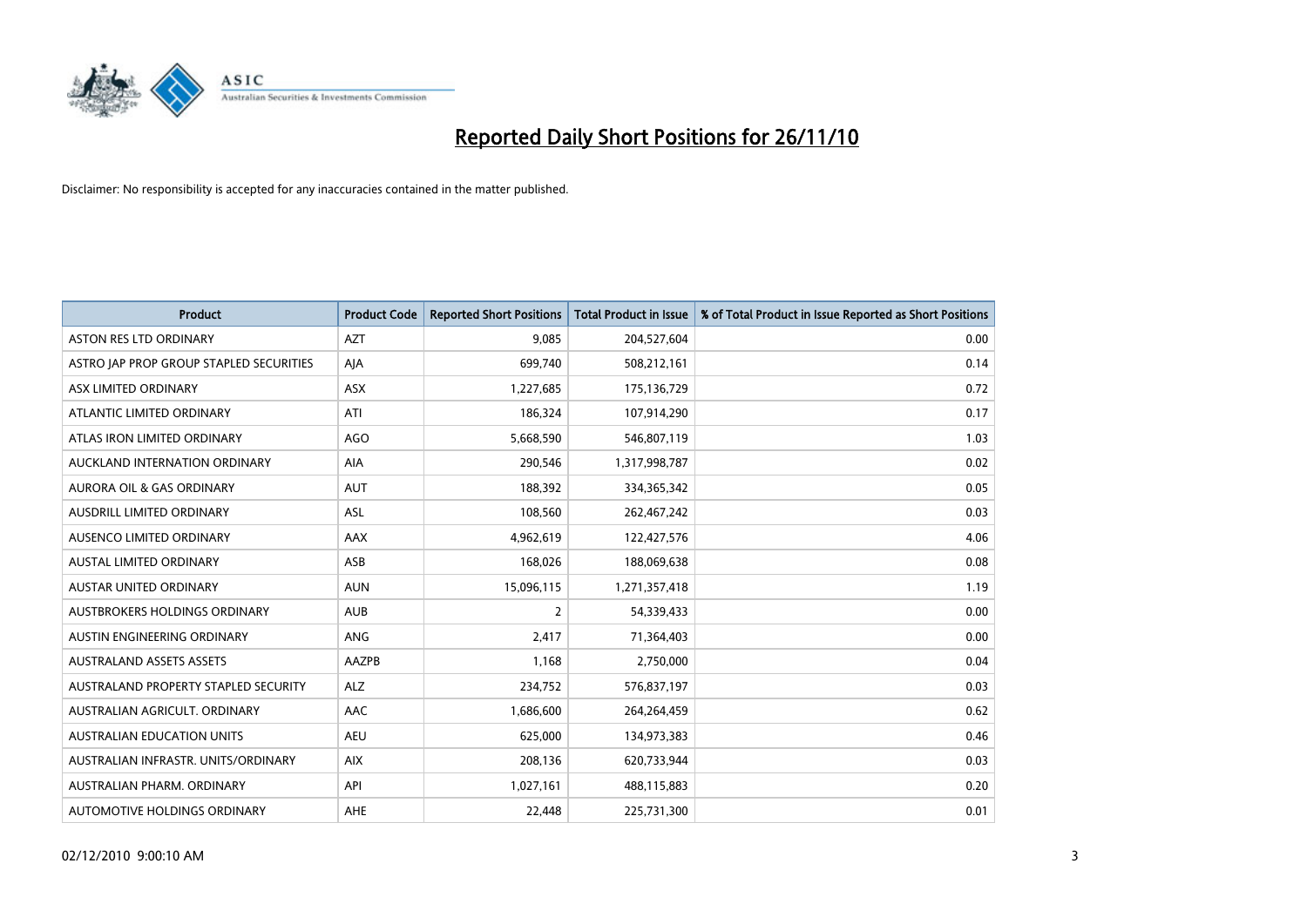# Reported Daily Short Positions for 26/11/10

Disclaimer: No responsibility is accepted for any inaccuracies contained in the matter published.

| Product | Product Code | Reported Short Positions | Total Product in Issue | % of Total Product in Issue Reported as Short Positions |
|---|---|---|---|---|
| ASTON RES LTD ORDINARY | AZT | 9,085 | 204,527,604 | 0.00 |
| ASTRO JAP PROP GROUP STAPLED SECURITIES | AJA | 699,740 | 508,212,161 | 0.14 |
| ASX LIMITED ORDINARY | ASX | 1,227,685 | 175,136,729 | 0.72 |
| ATLANTIC LIMITED ORDINARY | ATI | 186,324 | 107,914,290 | 0.17 |
| ATLAS IRON LIMITED ORDINARY | AGO | 5,668,590 | 546,807,119 | 1.03 |
| AUCKLAND INTERNATION ORDINARY | AIA | 290,546 | 1,317,998,787 | 0.02 |
| AURORA OIL & GAS ORDINARY | AUT | 188,392 | 334,365,342 | 0.05 |
| AUSDRILL LIMITED ORDINARY | ASL | 108,560 | 262,467,242 | 0.03 |
| AUSENCO LIMITED ORDINARY | AAX | 4,962,619 | 122,427,576 | 4.06 |
| AUSTAL LIMITED ORDINARY | ASB | 168,026 | 188,069,638 | 0.08 |
| AUSTAR UNITED ORDINARY | AUN | 15,096,115 | 1,271,357,418 | 1.19 |
| AUSTBROKERS HOLDINGS ORDINARY | AUB | 2 | 54,339,433 | 0.00 |
| AUSTIN ENGINEERING ORDINARY | ANG | 2,417 | 71,364,403 | 0.00 |
| AUSTRALAND ASSETS ASSETS | AAZPB | 1,168 | 2,750,000 | 0.04 |
| AUSTRALAND PROPERTY STAPLED SECURITY | ALZ | 234,752 | 576,837,197 | 0.03 |
| AUSTRALIAN AGRICULT. ORDINARY | AAC | 1,686,600 | 264,264,459 | 0.62 |
| AUSTRALIAN EDUCATION UNITS | AEU | 625,000 | 134,973,383 | 0.46 |
| AUSTRALIAN INFRASTR. UNITS/ORDINARY | AIX | 208,136 | 620,733,944 | 0.03 |
| AUSTRALIAN PHARM. ORDINARY | API | 1,027,161 | 488,115,883 | 0.20 |
| AUTOMOTIVE HOLDINGS ORDINARY | AHE | 22,448 | 225,731,300 | 0.01 |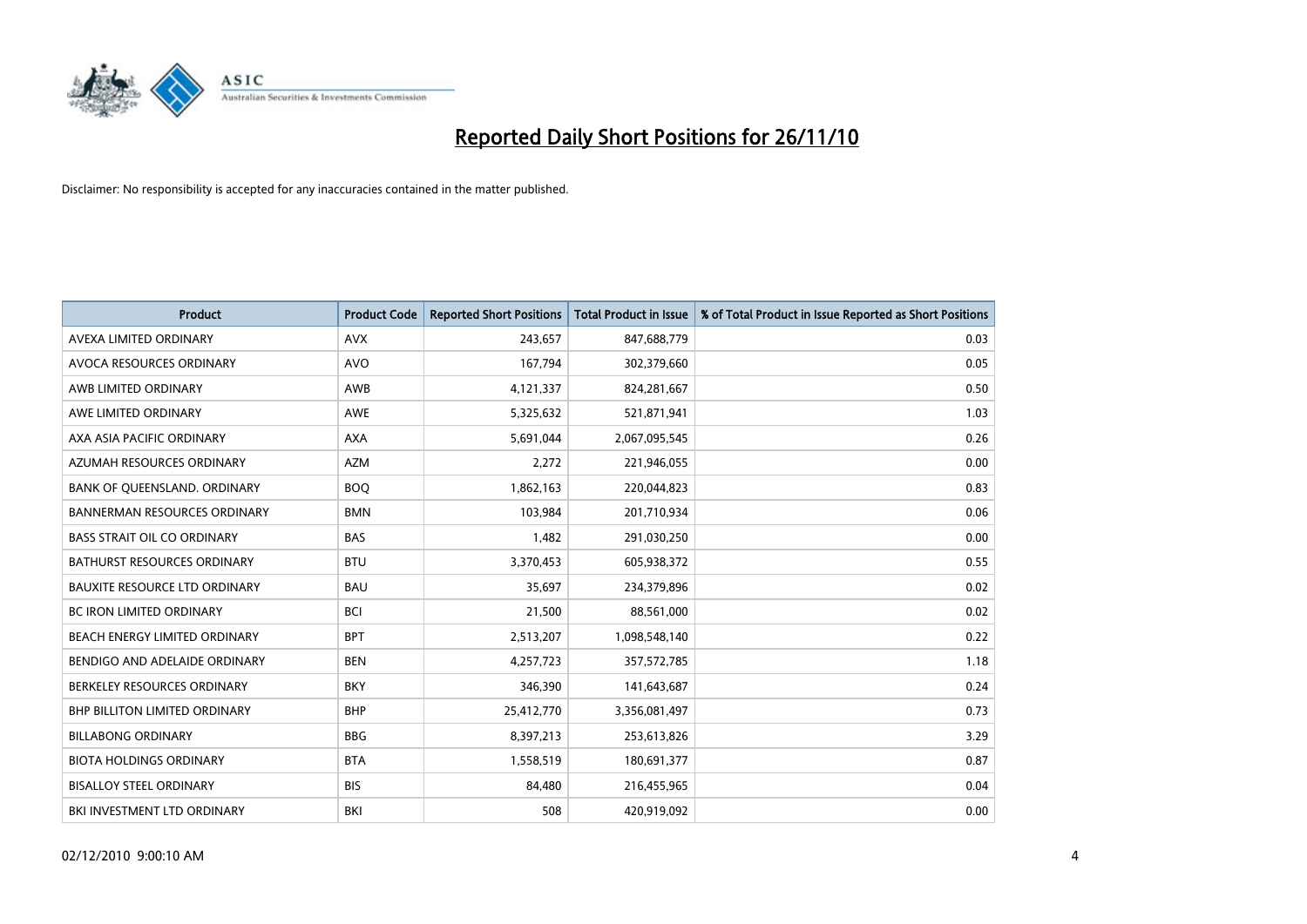# Reported Daily Short Positions for 26/11/10

Disclaimer: No responsibility is accepted for any inaccuracies contained in the matter published.

| Product | Product Code | Reported Short Positions | Total Product in Issue | % of Total Product in Issue Reported as Short Positions |
|---|---|---|---|---|
| AVEXA LIMITED ORDINARY | AVX | 243,657 | 847,688,779 | 0.03 |
| AVOCA RESOURCES ORDINARY | AVO | 167,794 | 302,379,660 | 0.05 |
| AWB LIMITED ORDINARY | AWB | 4,121,337 | 824,281,667 | 0.50 |
| AWE LIMITED ORDINARY | AWE | 5,325,632 | 521,871,941 | 1.03 |
| AXA ASIA PACIFIC ORDINARY | AXA | 5,691,044 | 2,067,095,545 | 0.26 |
| AZUMAH RESOURCES ORDINARY | AZM | 2,272 | 221,946,055 | 0.00 |
| BANK OF QUEENSLAND. ORDINARY | BOQ | 1,862,163 | 220,044,823 | 0.83 |
| BANNERMAN RESOURCES ORDINARY | BMN | 103,984 | 201,710,934 | 0.06 |
| BASS STRAIT OIL CO ORDINARY | BAS | 1,482 | 291,030,250 | 0.00 |
| BATHURST RESOURCES ORDINARY | BTU | 3,370,453 | 605,938,372 | 0.55 |
| BAUXITE RESOURCE LTD ORDINARY | BAU | 35,697 | 234,379,896 | 0.02 |
| BC IRON LIMITED ORDINARY | BCI | 21,500 | 88,561,000 | 0.02 |
| BEACH ENERGY LIMITED ORDINARY | BPT | 2,513,207 | 1,098,548,140 | 0.22 |
| BENDIGO AND ADELAIDE ORDINARY | BEN | 4,257,723 | 357,572,785 | 1.18 |
| BERKELEY RESOURCES ORDINARY | BKY | 346,390 | 141,643,687 | 0.24 |
| BHP BILLITON LIMITED ORDINARY | BHP | 25,412,770 | 3,356,081,497 | 0.73 |
| BILLABONG ORDINARY | BBG | 8,397,213 | 253,613,826 | 3.29 |
| BIOTA HOLDINGS ORDINARY | BTA | 1,558,519 | 180,691,377 | 0.87 |
| BISALLOY STEEL ORDINARY | BIS | 84,480 | 216,455,965 | 0.04 |
| BKI INVESTMENT LTD ORDINARY | BKI | 508 | 420,919,092 | 0.00 |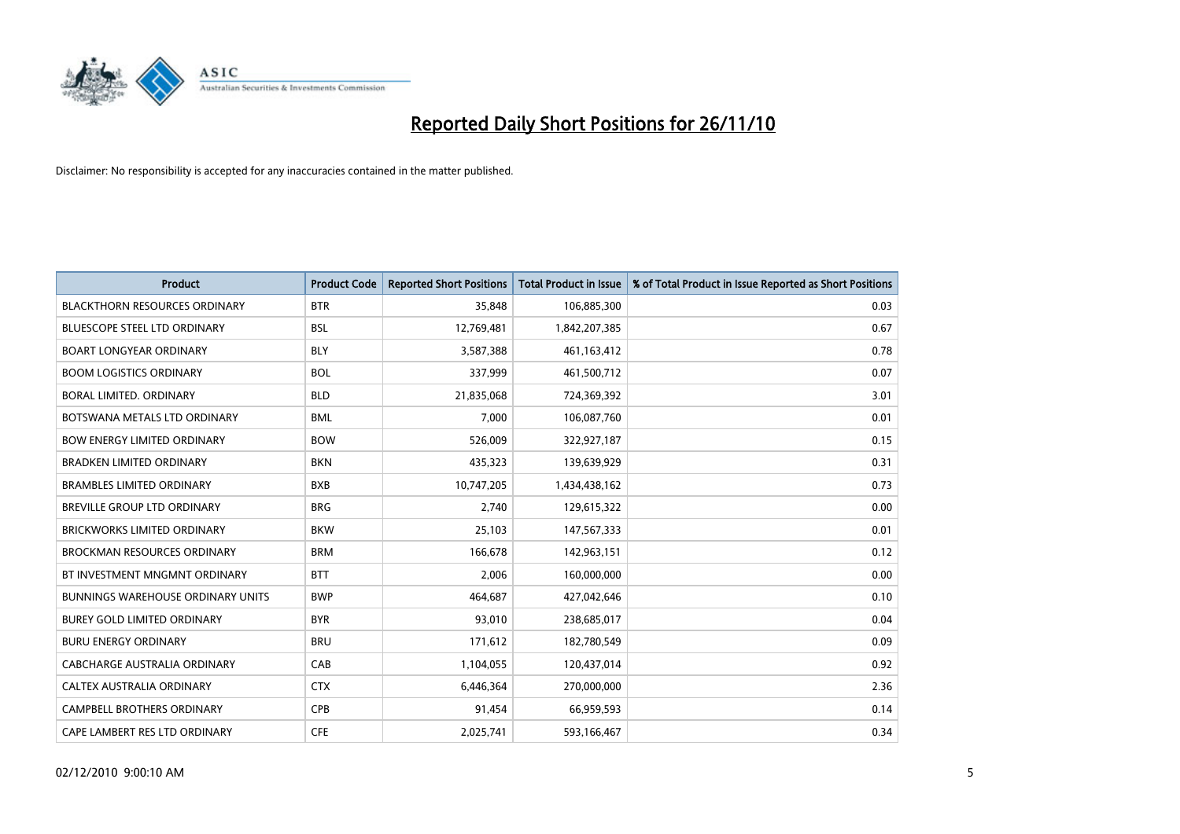# Reported Daily Short Positions for 26/11/10

Disclaimer: No responsibility is accepted for any inaccuracies contained in the matter published.

| Product | Product Code | Reported Short Positions | Total Product in Issue | % of Total Product in Issue Reported as Short Positions |
|---|---|---|---|---|
| BLACKTHORN RESOURCES ORDINARY | BTR | 35,848 | 106,885,300 | 0.03 |
| BLUESCOPE STEEL LTD ORDINARY | BSL | 12,769,481 | 1,842,207,385 | 0.67 |
| BOART LONGYEAR ORDINARY | BLY | 3,587,388 | 461,163,412 | 0.78 |
| BOOM LOGISTICS ORDINARY | BOL | 337,999 | 461,500,712 | 0.07 |
| BORAL LIMITED. ORDINARY | BLD | 21,835,068 | 724,369,392 | 3.01 |
| BOTSWANA METALS LTD ORDINARY | BML | 7,000 | 106,087,760 | 0.01 |
| BOW ENERGY LIMITED ORDINARY | BOW | 526,009 | 322,927,187 | 0.15 |
| BRADKEN LIMITED ORDINARY | BKN | 435,323 | 139,639,929 | 0.31 |
| BRAMBLES LIMITED ORDINARY | BXB | 10,747,205 | 1,434,438,162 | 0.73 |
| BREVILLE GROUP LTD ORDINARY | BRG | 2,740 | 129,615,322 | 0.00 |
| BRICKWORKS LIMITED ORDINARY | BKW | 25,103 | 147,567,333 | 0.01 |
| BROCKMAN RESOURCES ORDINARY | BRM | 166,678 | 142,963,151 | 0.12 |
| BT INVESTMENT MNGMNT ORDINARY | BTT | 2,006 | 160,000,000 | 0.00 |
| BUNNINGS WAREHOUSE ORDINARY UNITS | BWP | 464,687 | 427,042,646 | 0.10 |
| BUREY GOLD LIMITED ORDINARY | BYR | 93,010 | 238,685,017 | 0.04 |
| BURU ENERGY ORDINARY | BRU | 171,612 | 182,780,549 | 0.09 |
| CABCHARGE AUSTRALIA ORDINARY | CAB | 1,104,055 | 120,437,014 | 0.92 |
| CALTEX AUSTRALIA ORDINARY | CTX | 6,446,364 | 270,000,000 | 2.36 |
| CAMPBELL BROTHERS ORDINARY | CPB | 91,454 | 66,959,593 | 0.14 |
| CAPE LAMBERT RES LTD ORDINARY | CFE | 2,025,741 | 593,166,467 | 0.34 |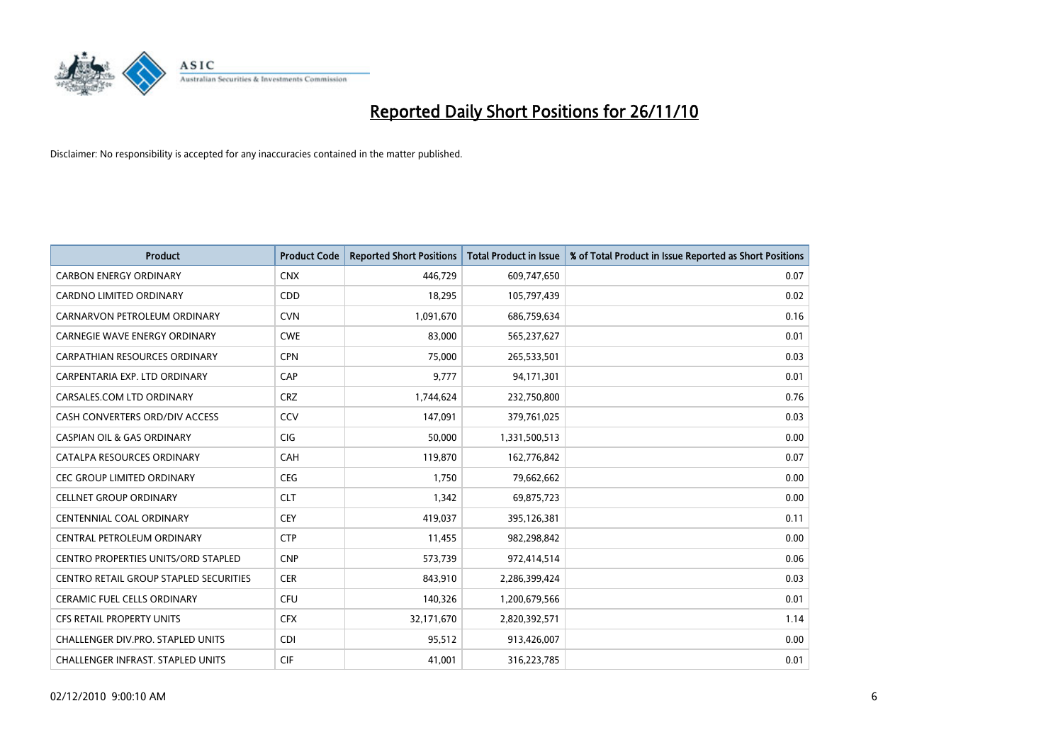# Reported Daily Short Positions for 26/11/10

Disclaimer: No responsibility is accepted for any inaccuracies contained in the matter published.

| Product | Product Code | Reported Short Positions | Total Product in Issue | % of Total Product in Issue Reported as Short Positions |
|---|---|---|---|---|
| CARBON ENERGY ORDINARY | CNX | 446,729 | 609,747,650 | 0.07 |
| CARDNO LIMITED ORDINARY | CDD | 18,295 | 105,797,439 | 0.02 |
| CARNARVON PETROLEUM ORDINARY | CVN | 1,091,670 | 686,759,634 | 0.16 |
| CARNEGIE WAVE ENERGY ORDINARY | CWE | 83,000 | 565,237,627 | 0.01 |
| CARPATHIAN RESOURCES ORDINARY | CPN | 75,000 | 265,533,501 | 0.03 |
| CARPENTARIA EXP. LTD ORDINARY | CAP | 9,777 | 94,171,301 | 0.01 |
| CARSALES.COM LTD ORDINARY | CRZ | 1,744,624 | 232,750,800 | 0.76 |
| CASH CONVERTERS ORD/DIV ACCESS | CCV | 147,091 | 379,761,025 | 0.03 |
| CASPIAN OIL & GAS ORDINARY | CIG | 50,000 | 1,331,500,513 | 0.00 |
| CATALPA RESOURCES ORDINARY | CAH | 119,870 | 162,776,842 | 0.07 |
| CEC GROUP LIMITED ORDINARY | CEG | 1,750 | 79,662,662 | 0.00 |
| CELLNET GROUP ORDINARY | CLT | 1,342 | 69,875,723 | 0.00 |
| CENTENNIAL COAL ORDINARY | CEY | 419,037 | 395,126,381 | 0.11 |
| CENTRAL PETROLEUM ORDINARY | CTP | 11,455 | 982,298,842 | 0.00 |
| CENTRO PROPERTIES UNITS/ORD STAPLED | CNP | 573,739 | 972,414,514 | 0.06 |
| CENTRO RETAIL GROUP STAPLED SECURITIES | CER | 843,910 | 2,286,399,424 | 0.03 |
| CERAMIC FUEL CELLS ORDINARY | CFU | 140,326 | 1,200,679,566 | 0.01 |
| CFS RETAIL PROPERTY UNITS | CFX | 32,171,670 | 2,820,392,571 | 1.14 |
| CHALLENGER DIV.PRO. STAPLED UNITS | CDI | 95,512 | 913,426,007 | 0.00 |
| CHALLENGER INFRAST. STAPLED UNITS | CIF | 41,001 | 316,223,785 | 0.01 |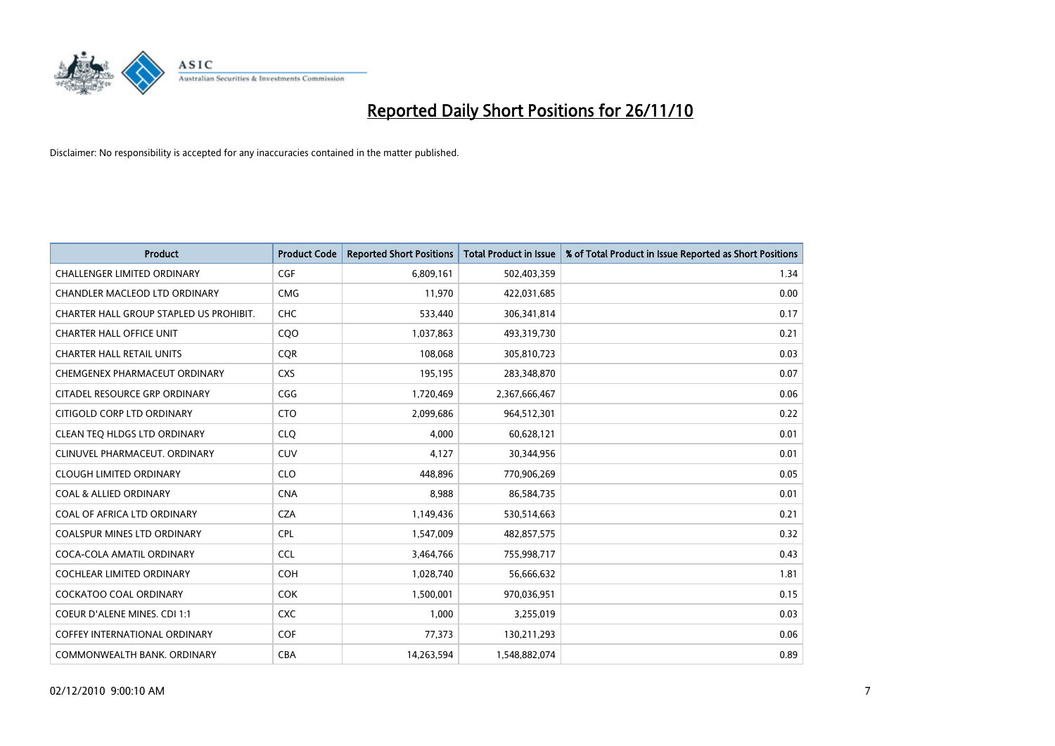# Reported Daily Short Positions for 26/11/10

Disclaimer: No responsibility is accepted for any inaccuracies contained in the matter published.

| Product | Product Code | Reported Short Positions | Total Product in Issue | % of Total Product in Issue Reported as Short Positions |
|---|---|---|---|---|
| CHALLENGER LIMITED ORDINARY | CGF | 6,809,161 | 502,403,359 | 1.34 |
| CHANDLER MACLEOD LTD ORDINARY | CMG | 11,970 | 422,031,685 | 0.00 |
| CHARTER HALL GROUP STAPLED US PROHIBIT. | CHC | 533,440 | 306,341,814 | 0.17 |
| CHARTER HALL OFFICE UNIT | CQO | 1,037,863 | 493,319,730 | 0.21 |
| CHARTER HALL RETAIL UNITS | CQR | 108,068 | 305,810,723 | 0.03 |
| CHEMGENEX PHARMACEUT ORDINARY | CXS | 195,195 | 283,348,870 | 0.07 |
| CITADEL RESOURCE GRP ORDINARY | CGG | 1,720,469 | 2,367,666,467 | 0.06 |
| CITIGOLD CORP LTD ORDINARY | CTO | 2,099,686 | 964,512,301 | 0.22 |
| CLEAN TEQ HLDGS LTD ORDINARY | CLQ | 4,000 | 60,628,121 | 0.01 |
| CLINUVEL PHARMACEUT. ORDINARY | CUV | 4,127 | 30,344,956 | 0.01 |
| CLOUGH LIMITED ORDINARY | CLO | 448,896 | 770,906,269 | 0.05 |
| COAL & ALLIED ORDINARY | CNA | 8,988 | 86,584,735 | 0.01 |
| COAL OF AFRICA LTD ORDINARY | CZA | 1,149,436 | 530,514,663 | 0.21 |
| COALSPUR MINES LTD ORDINARY | CPL | 1,547,009 | 482,857,575 | 0.32 |
| COCA-COLA AMATIL ORDINARY | CCL | 3,464,766 | 755,998,717 | 0.43 |
| COCHLEAR LIMITED ORDINARY | COH | 1,028,740 | 56,666,632 | 1.81 |
| COCKATOO COAL ORDINARY | COK | 1,500,001 | 970,036,951 | 0.15 |
| COEUR D'ALENE MINES. CDI 1:1 | CXC | 1,000 | 3,255,019 | 0.03 |
| COFFEY INTERNATIONAL ORDINARY | COF | 77,373 | 130,211,293 | 0.06 |
| COMMONWEALTH BANK. ORDINARY | CBA | 14,263,594 | 1,548,882,074 | 0.89 |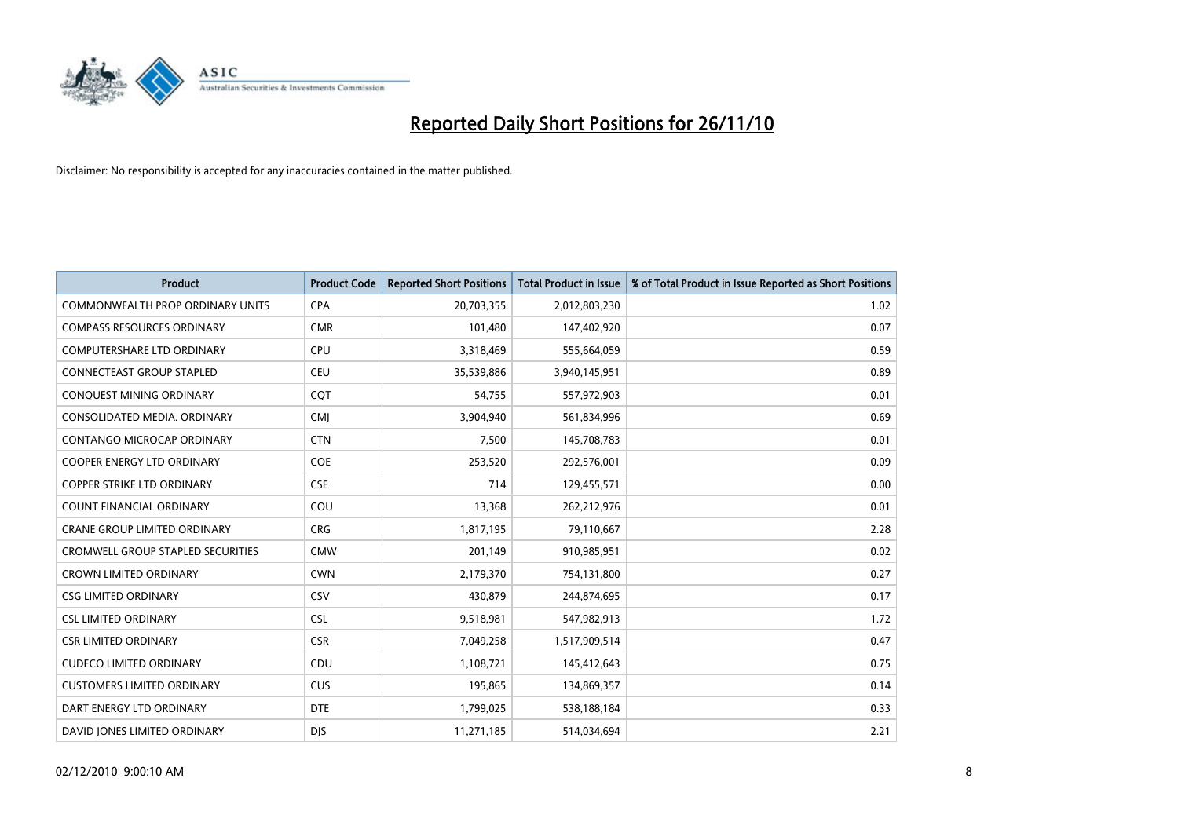# Reported Daily Short Positions for 26/11/10

Disclaimer: No responsibility is accepted for any inaccuracies contained in the matter published.

| Product | Product Code | Reported Short Positions | Total Product in Issue | % of Total Product in Issue Reported as Short Positions |
|---|---|---|---|---|
| COMMONWEALTH PROP ORDINARY UNITS | CPA | 20,703,355 | 2,012,803,230 | 1.02 |
| COMPASS RESOURCES ORDINARY | CMR | 101,480 | 147,402,920 | 0.07 |
| COMPUTERSHARE LTD ORDINARY | CPU | 3,318,469 | 555,664,059 | 0.59 |
| CONNECTEAST GROUP STAPLED | CEU | 35,539,886 | 3,940,145,951 | 0.89 |
| CONQUEST MINING ORDINARY | CQT | 54,755 | 557,972,903 | 0.01 |
| CONSOLIDATED MEDIA. ORDINARY | CMJ | 3,904,940 | 561,834,996 | 0.69 |
| CONTANGO MICROCAP ORDINARY | CTN | 7,500 | 145,708,783 | 0.01 |
| COOPER ENERGY LTD ORDINARY | COE | 253,520 | 292,576,001 | 0.09 |
| COPPER STRIKE LTD ORDINARY | CSE | 714 | 129,455,571 | 0.00 |
| COUNT FINANCIAL ORDINARY | COU | 13,368 | 262,212,976 | 0.01 |
| CRANE GROUP LIMITED ORDINARY | CRG | 1,817,195 | 79,110,667 | 2.28 |
| CROMWELL GROUP STAPLED SECURITIES | CMW | 201,149 | 910,985,951 | 0.02 |
| CROWN LIMITED ORDINARY | CWN | 2,179,370 | 754,131,800 | 0.27 |
| CSG LIMITED ORDINARY | CSV | 430,879 | 244,874,695 | 0.17 |
| CSL LIMITED ORDINARY | CSL | 9,518,981 | 547,982,913 | 1.72 |
| CSR LIMITED ORDINARY | CSR | 7,049,258 | 1,517,909,514 | 0.47 |
| CUDECO LIMITED ORDINARY | CDU | 1,108,721 | 145,412,643 | 0.75 |
| CUSTOMERS LIMITED ORDINARY | CUS | 195,865 | 134,869,357 | 0.14 |
| DART ENERGY LTD ORDINARY | DTE | 1,799,025 | 538,188,184 | 0.33 |
| DAVID JONES LIMITED ORDINARY | DJS | 11,271,185 | 514,034,694 | 2.21 |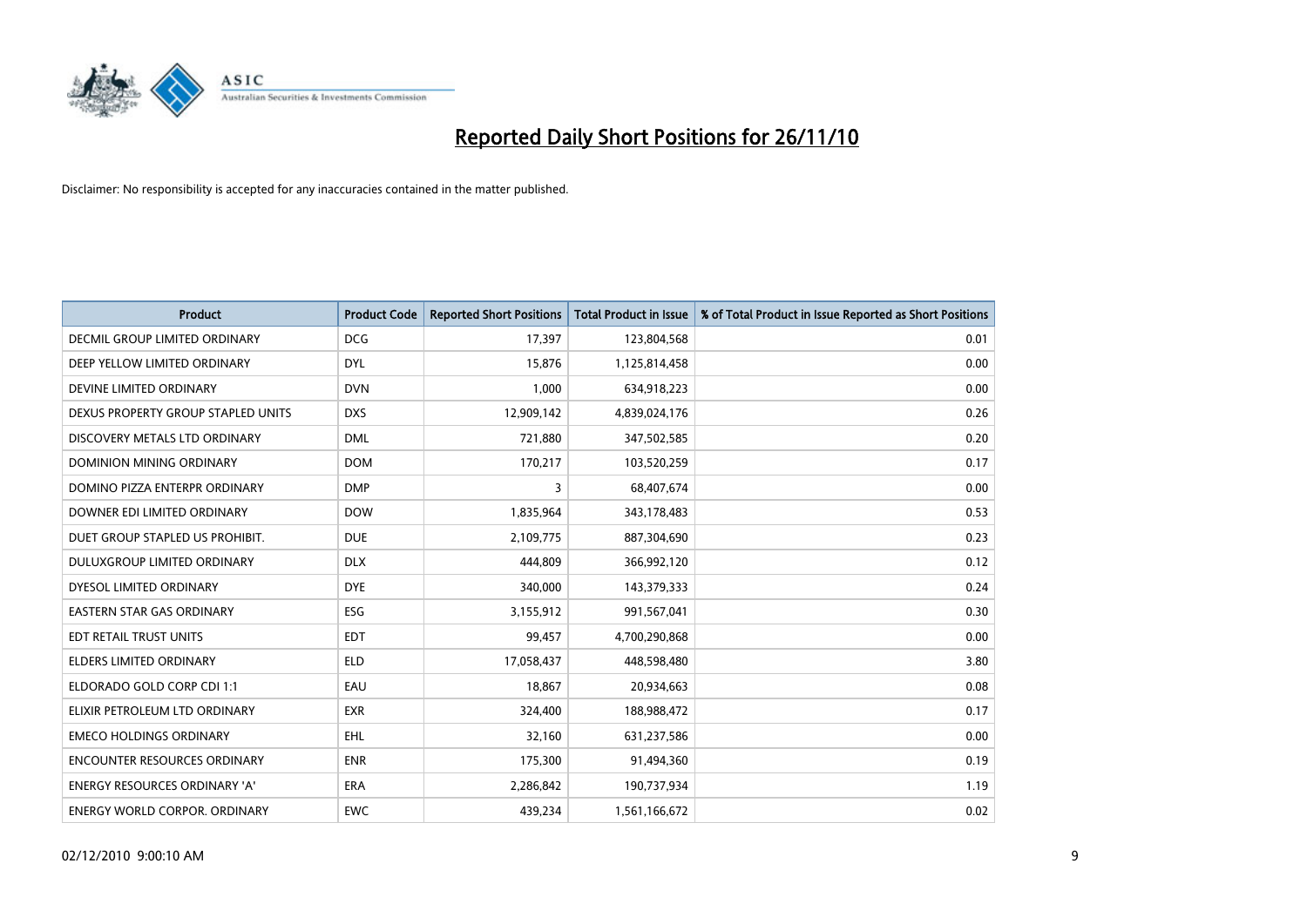# Reported Daily Short Positions for 26/11/10

Disclaimer: No responsibility is accepted for any inaccuracies contained in the matter published.

| Product | Product Code | Reported Short Positions | Total Product in Issue | % of Total Product in Issue Reported as Short Positions |
|---|---|---|---|---|
| DECMIL GROUP LIMITED ORDINARY | DCG | 17,397 | 123,804,568 | 0.01 |
| DEEP YELLOW LIMITED ORDINARY | DYL | 15,876 | 1,125,814,458 | 0.00 |
| DEVINE LIMITED ORDINARY | DVN | 1,000 | 634,918,223 | 0.00 |
| DEXUS PROPERTY GROUP STAPLED UNITS | DXS | 12,909,142 | 4,839,024,176 | 0.26 |
| DISCOVERY METALS LTD ORDINARY | DML | 721,880 | 347,502,585 | 0.20 |
| DOMINION MINING ORDINARY | DOM | 170,217 | 103,520,259 | 0.17 |
| DOMINO PIZZA ENTERPR ORDINARY | DMP | 3 | 68,407,674 | 0.00 |
| DOWNER EDI LIMITED ORDINARY | DOW | 1,835,964 | 343,178,483 | 0.53 |
| DUET GROUP STAPLED US PROHIBIT. | DUE | 2,109,775 | 887,304,690 | 0.23 |
| DULUXGROUP LIMITED ORDINARY | DLX | 444,809 | 366,992,120 | 0.12 |
| DYESOL LIMITED ORDINARY | DYE | 340,000 | 143,379,333 | 0.24 |
| EASTERN STAR GAS ORDINARY | ESG | 3,155,912 | 991,567,041 | 0.30 |
| EDT RETAIL TRUST UNITS | EDT | 99,457 | 4,700,290,868 | 0.00 |
| ELDERS LIMITED ORDINARY | ELD | 17,058,437 | 448,598,480 | 3.80 |
| ELDORADO GOLD CORP CDI 1:1 | EAU | 18,867 | 20,934,663 | 0.08 |
| ELIXIR PETROLEUM LTD ORDINARY | EXR | 324,400 | 188,988,472 | 0.17 |
| EMECO HOLDINGS ORDINARY | EHL | 32,160 | 631,237,586 | 0.00 |
| ENCOUNTER RESOURCES ORDINARY | ENR | 175,300 | 91,494,360 | 0.19 |
| ENERGY RESOURCES ORDINARY 'A' | ERA | 2,286,842 | 190,737,934 | 1.19 |
| ENERGY WORLD CORPOR. ORDINARY | EWC | 439,234 | 1,561,166,672 | 0.02 |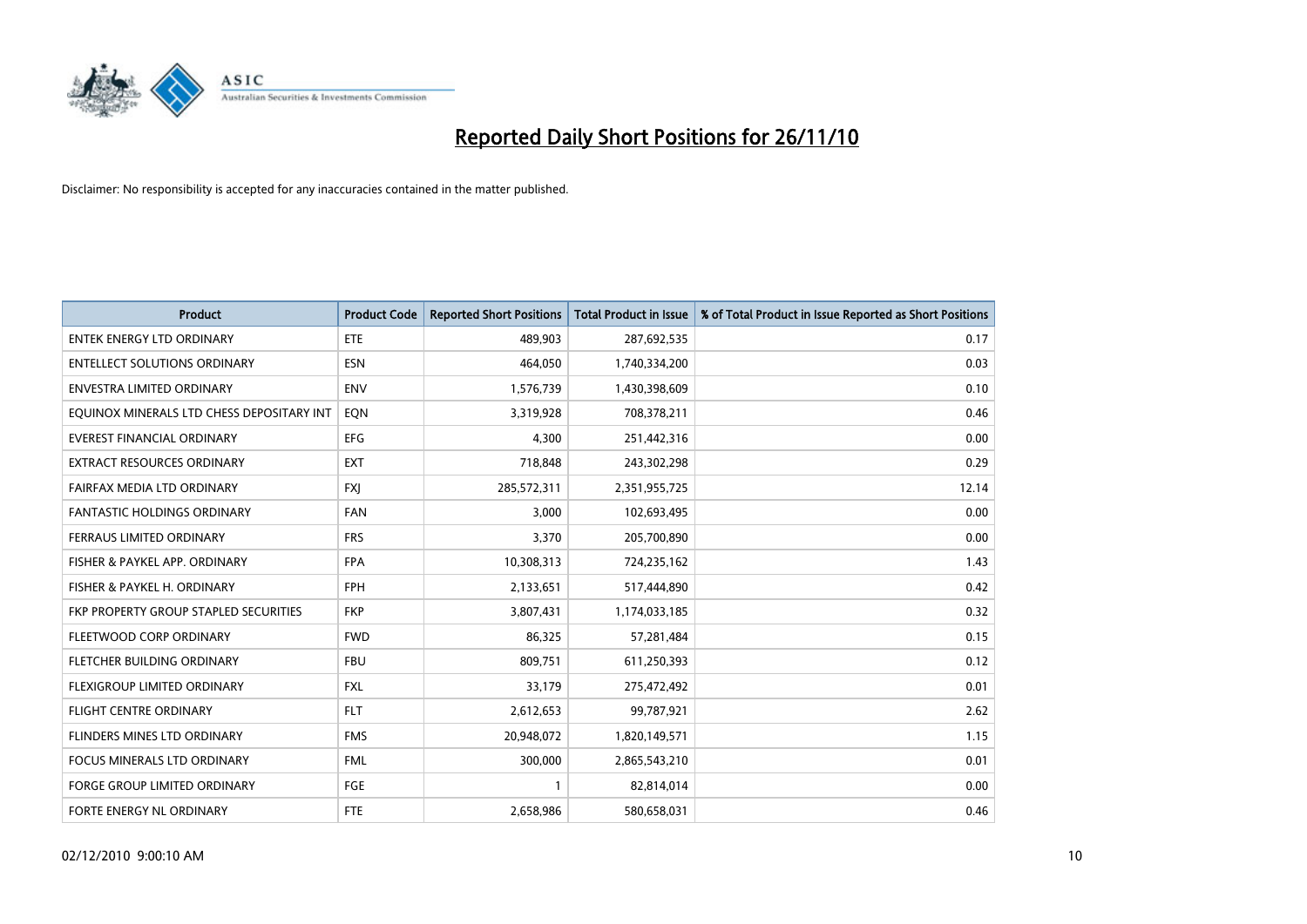# Reported Daily Short Positions for 26/11/10

Disclaimer: No responsibility is accepted for any inaccuracies contained in the matter published.

| Product | Product Code | Reported Short Positions | Total Product in Issue | % of Total Product in Issue Reported as Short Positions |
|---|---|---|---|---|
| ENTEK ENERGY LTD ORDINARY | ETE | 489,903 | 287,692,535 | 0.17 |
| ENTELLECT SOLUTIONS ORDINARY | ESN | 464,050 | 1,740,334,200 | 0.03 |
| ENVESTRA LIMITED ORDINARY | ENV | 1,576,739 | 1,430,398,609 | 0.10 |
| EQUINOX MINERALS LTD CHESS DEPOSITARY INT | EQN | 3,319,928 | 708,378,211 | 0.46 |
| EVEREST FINANCIAL ORDINARY | EFG | 4,300 | 251,442,316 | 0.00 |
| EXTRACT RESOURCES ORDINARY | EXT | 718,848 | 243,302,298 | 0.29 |
| FAIRFAX MEDIA LTD ORDINARY | FXJ | 285,572,311 | 2,351,955,725 | 12.14 |
| FANTASTIC HOLDINGS ORDINARY | FAN | 3,000 | 102,693,495 | 0.00 |
| FERRAUS LIMITED ORDINARY | FRS | 3,370 | 205,700,890 | 0.00 |
| FISHER & PAYKEL APP. ORDINARY | FPA | 10,308,313 | 724,235,162 | 1.43 |
| FISHER & PAYKEL H. ORDINARY | FPH | 2,133,651 | 517,444,890 | 0.42 |
| FKP PROPERTY GROUP STAPLED SECURITIES | FKP | 3,807,431 | 1,174,033,185 | 0.32 |
| FLEETWOOD CORP ORDINARY | FWD | 86,325 | 57,281,484 | 0.15 |
| FLETCHER BUILDING ORDINARY | FBU | 809,751 | 611,250,393 | 0.12 |
| FLEXIGROUP LIMITED ORDINARY | FXL | 33,179 | 275,472,492 | 0.01 |
| FLIGHT CENTRE ORDINARY | FLT | 2,612,653 | 99,787,921 | 2.62 |
| FLINDERS MINES LTD ORDINARY | FMS | 20,948,072 | 1,820,149,571 | 1.15 |
| FOCUS MINERALS LTD ORDINARY | FML | 300,000 | 2,865,543,210 | 0.01 |
| FORGE GROUP LIMITED ORDINARY | FGE | 1 | 82,814,014 | 0.00 |
| FORTE ENERGY NL ORDINARY | FTE | 2,658,986 | 580,658,031 | 0.46 |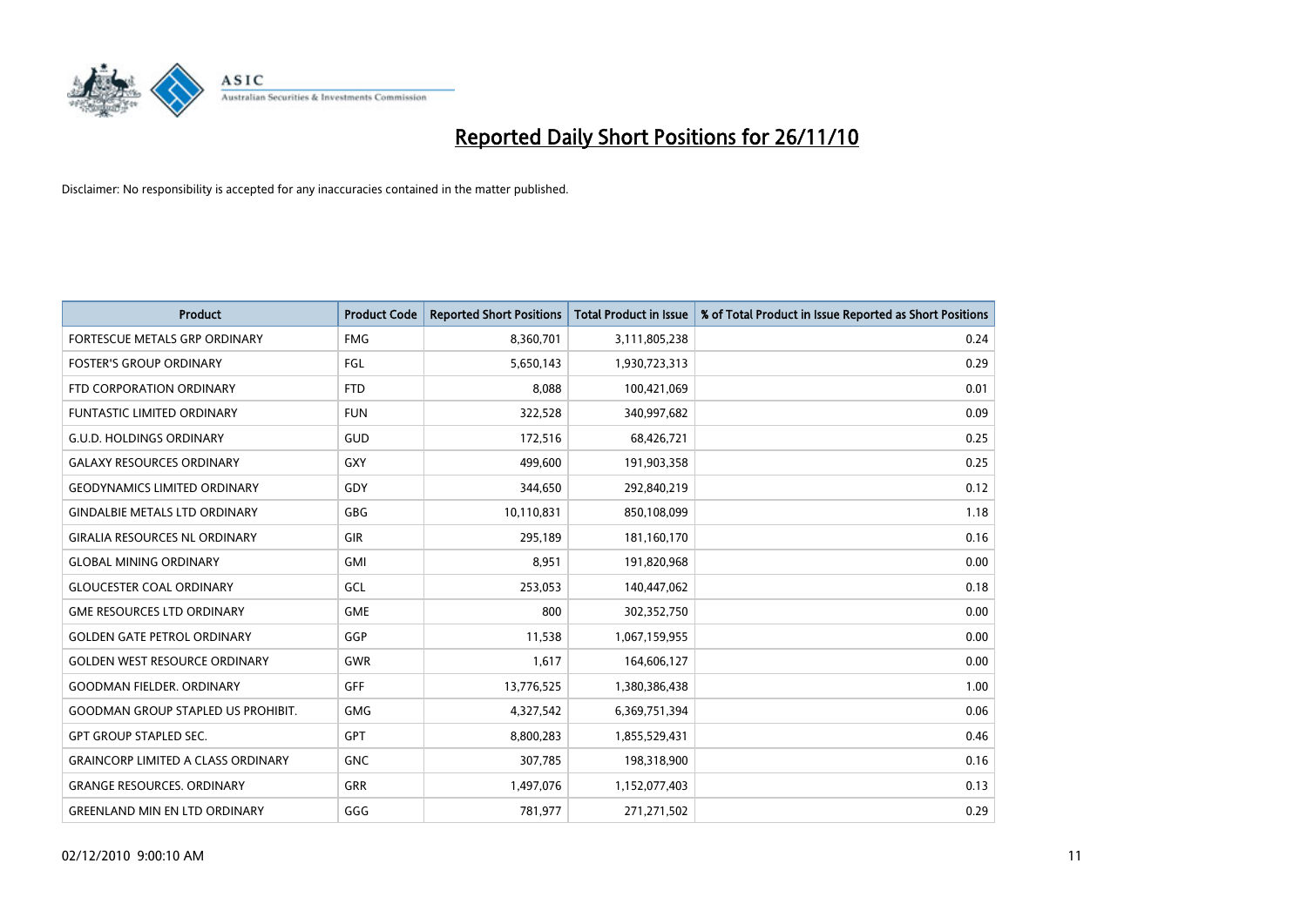# Reported Daily Short Positions for 26/11/10

Disclaimer: No responsibility is accepted for any inaccuracies contained in the matter published.

| Product | Product Code | Reported Short Positions | Total Product in Issue | % of Total Product in Issue Reported as Short Positions |
| --- | --- | --- | --- | --- |
| FORTESCUE METALS GRP ORDINARY | FMG | 8,360,701 | 3,111,805,238 | 0.24 |
| FOSTER'S GROUP ORDINARY | FGL | 5,650,143 | 1,930,723,313 | 0.29 |
| FTD CORPORATION ORDINARY | FTD | 8,088 | 100,421,069 | 0.01 |
| FUNTASTIC LIMITED ORDINARY | FUN | 322,528 | 340,997,682 | 0.09 |
| G.U.D. HOLDINGS ORDINARY | GUD | 172,516 | 68,426,721 | 0.25 |
| GALAXY RESOURCES ORDINARY | GXY | 499,600 | 191,903,358 | 0.25 |
| GEODYNAMICS LIMITED ORDINARY | GDY | 344,650 | 292,840,219 | 0.12 |
| GINDALBIE METALS LTD ORDINARY | GBG | 10,110,831 | 850,108,099 | 1.18 |
| GIRALIA RESOURCES NL ORDINARY | GIR | 295,189 | 181,160,170 | 0.16 |
| GLOBAL MINING ORDINARY | GMI | 8,951 | 191,820,968 | 0.00 |
| GLOUCESTER COAL ORDINARY | GCL | 253,053 | 140,447,062 | 0.18 |
| GME RESOURCES LTD ORDINARY | GME | 800 | 302,352,750 | 0.00 |
| GOLDEN GATE PETROL ORDINARY | GGP | 11,538 | 1,067,159,955 | 0.00 |
| GOLDEN WEST RESOURCE ORDINARY | GWR | 1,617 | 164,606,127 | 0.00 |
| GOODMAN FIELDER. ORDINARY | GFF | 13,776,525 | 1,380,386,438 | 1.00 |
| GOODMAN GROUP STAPLED US PROHIBIT. | GMG | 4,327,542 | 6,369,751,394 | 0.06 |
| GPT GROUP STAPLED SEC. | GPT | 8,800,283 | 1,855,529,431 | 0.46 |
| GRAINCORP LIMITED A CLASS ORDINARY | GNC | 307,785 | 198,318,900 | 0.16 |
| GRANGE RESOURCES. ORDINARY | GRR | 1,497,076 | 1,152,077,403 | 0.13 |
| GREENLAND MIN EN LTD ORDINARY | GGG | 781,977 | 271,271,502 | 0.29 |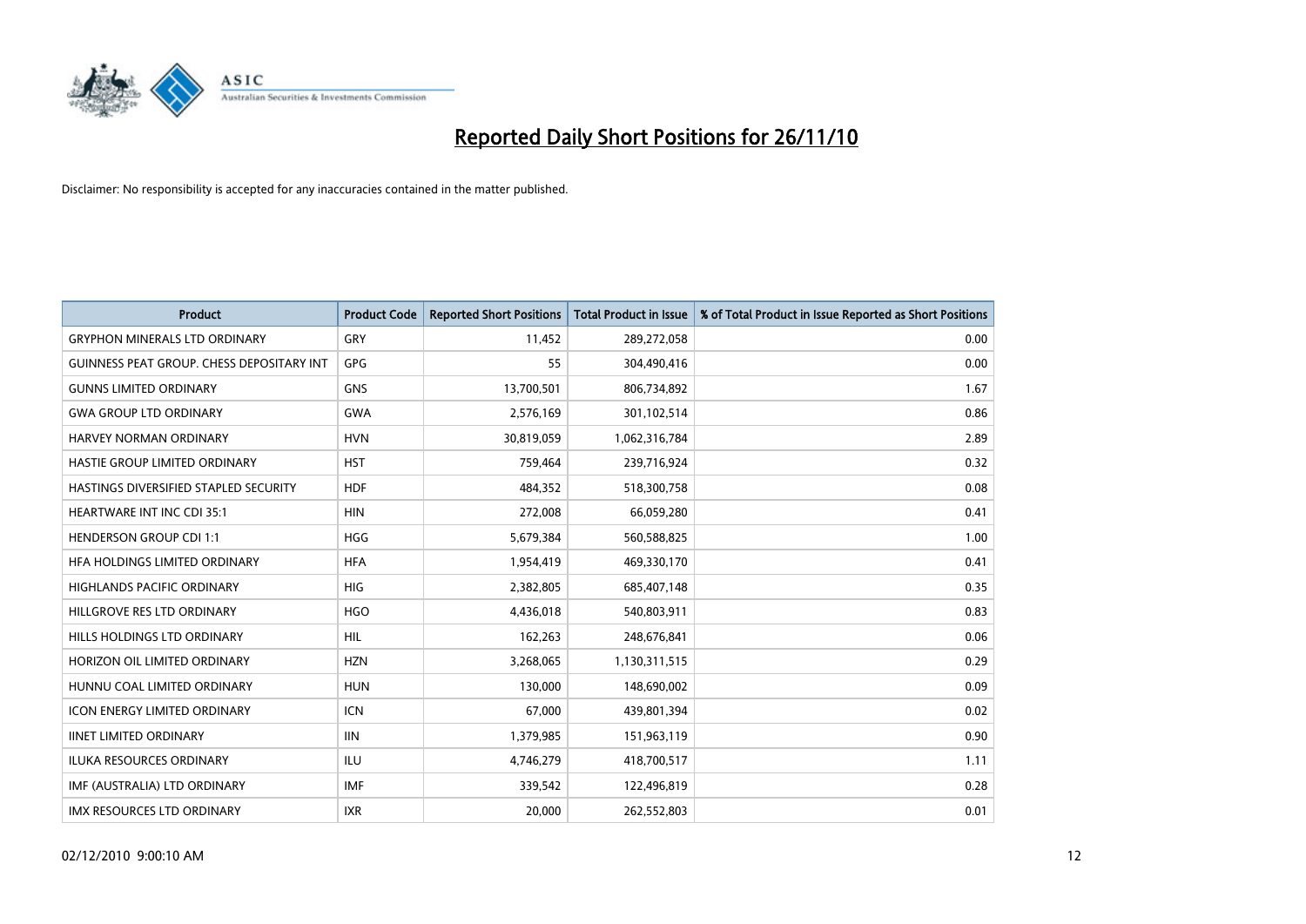# Reported Daily Short Positions for 26/11/10

Disclaimer: No responsibility is accepted for any inaccuracies contained in the matter published.

| Product | Product Code | Reported Short Positions | Total Product in Issue | % of Total Product in Issue Reported as Short Positions |
|---|---|---|---|---|
| GRYPHON MINERALS LTD ORDINARY | GRY | 11,452 | 289,272,058 | 0.00 |
| GUINNESS PEAT GROUP. CHESS DEPOSITARY INT | GPG | 55 | 304,490,416 | 0.00 |
| GUNNS LIMITED ORDINARY | GNS | 13,700,501 | 806,734,892 | 1.67 |
| GWA GROUP LTD ORDINARY | GWA | 2,576,169 | 301,102,514 | 0.86 |
| HARVEY NORMAN ORDINARY | HVN | 30,819,059 | 1,062,316,784 | 2.89 |
| HASTIE GROUP LIMITED ORDINARY | HST | 759,464 | 239,716,924 | 0.32 |
| HASTINGS DIVERSIFIED STAPLED SECURITY | HDF | 484,352 | 518,300,758 | 0.08 |
| HEARTWARE INT INC CDI 35:1 | HIN | 272,008 | 66,059,280 | 0.41 |
| HENDERSON GROUP CDI 1:1 | HGG | 5,679,384 | 560,588,825 | 1.00 |
| HFA HOLDINGS LIMITED ORDINARY | HFA | 1,954,419 | 469,330,170 | 0.41 |
| HIGHLANDS PACIFIC ORDINARY | HIG | 2,382,805 | 685,407,148 | 0.35 |
| HILLGROVE RES LTD ORDINARY | HGO | 4,436,018 | 540,803,911 | 0.83 |
| HILLS HOLDINGS LTD ORDINARY | HIL | 162,263 | 248,676,841 | 0.06 |
| HORIZON OIL LIMITED ORDINARY | HZN | 3,268,065 | 1,130,311,515 | 0.29 |
| HUNNU COAL LIMITED ORDINARY | HUN | 130,000 | 148,690,002 | 0.09 |
| ICON ENERGY LIMITED ORDINARY | ICN | 67,000 | 439,801,394 | 0.02 |
| IINET LIMITED ORDINARY | IIN | 1,379,985 | 151,963,119 | 0.90 |
| ILUKA RESOURCES ORDINARY | ILU | 4,746,279 | 418,700,517 | 1.11 |
| IMF (AUSTRALIA) LTD ORDINARY | IMF | 339,542 | 122,496,819 | 0.28 |
| IMX RESOURCES LTD ORDINARY | IXR | 20,000 | 262,552,803 | 0.01 |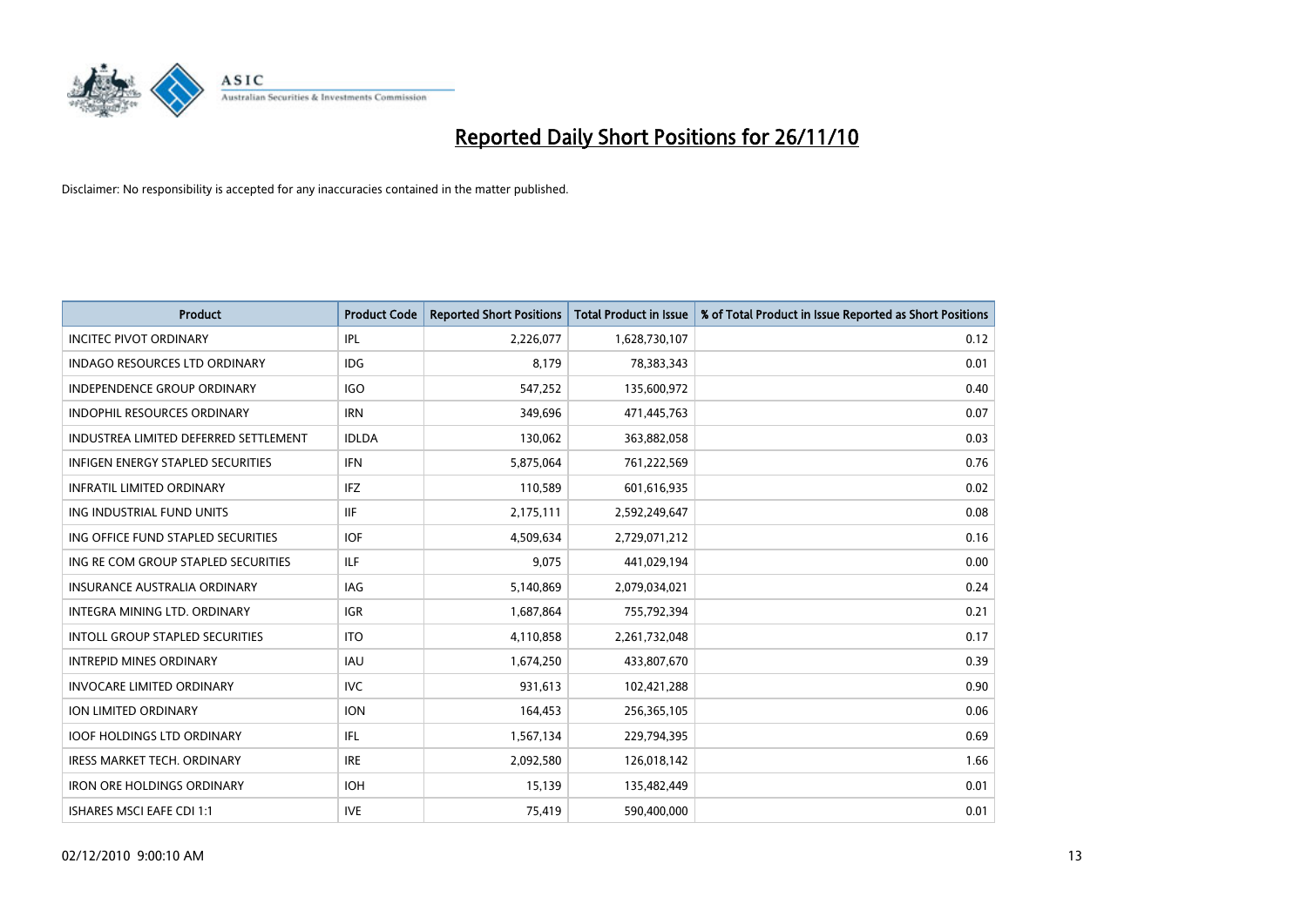# Reported Daily Short Positions for 26/11/10

Disclaimer: No responsibility is accepted for any inaccuracies contained in the matter published.

| Product | Product Code | Reported Short Positions | Total Product in Issue | % of Total Product in Issue Reported as Short Positions |
|---|---|---|---|---|
| INCITEC PIVOT ORDINARY | IPL | 2,226,077 | 1,628,730,107 | 0.12 |
| INDAGO RESOURCES LTD ORDINARY | IDG | 8,179 | 78,383,343 | 0.01 |
| INDEPENDENCE GROUP ORDINARY | IGO | 547,252 | 135,600,972 | 0.40 |
| INDOPHIL RESOURCES ORDINARY | IRN | 349,696 | 471,445,763 | 0.07 |
| INDUSTREA LIMITED DEFERRED SETTLEMENT | IDLDA | 130,062 | 363,882,058 | 0.03 |
| INFIGEN ENERGY STAPLED SECURITIES | IFN | 5,875,064 | 761,222,569 | 0.76 |
| INFRATIL LIMITED ORDINARY | IFZ | 110,589 | 601,616,935 | 0.02 |
| ING INDUSTRIAL FUND UNITS | IIF | 2,175,111 | 2,592,249,647 | 0.08 |
| ING OFFICE FUND STAPLED SECURITIES | IOF | 4,509,634 | 2,729,071,212 | 0.16 |
| ING RE COM GROUP STAPLED SECURITIES | ILF | 9,075 | 441,029,194 | 0.00 |
| INSURANCE AUSTRALIA ORDINARY | IAG | 5,140,869 | 2,079,034,021 | 0.24 |
| INTEGRA MINING LTD. ORDINARY | IGR | 1,687,864 | 755,792,394 | 0.21 |
| INTOLL GROUP STAPLED SECURITIES | ITO | 4,110,858 | 2,261,732,048 | 0.17 |
| INTREPID MINES ORDINARY | IAU | 1,674,250 | 433,807,670 | 0.39 |
| INVOCARE LIMITED ORDINARY | IVC | 931,613 | 102,421,288 | 0.90 |
| ION LIMITED ORDINARY | ION | 164,453 | 256,365,105 | 0.06 |
| IOOF HOLDINGS LTD ORDINARY | IFL | 1,567,134 | 229,794,395 | 0.69 |
| IRESS MARKET TECH. ORDINARY | IRE | 2,092,580 | 126,018,142 | 1.66 |
| IRON ORE HOLDINGS ORDINARY | IOH | 15,139 | 135,482,449 | 0.01 |
| ISHARES MSCI EAFE CDI 1:1 | IVE | 75,419 | 590,400,000 | 0.01 |

02/12/2010 9:00:10 AM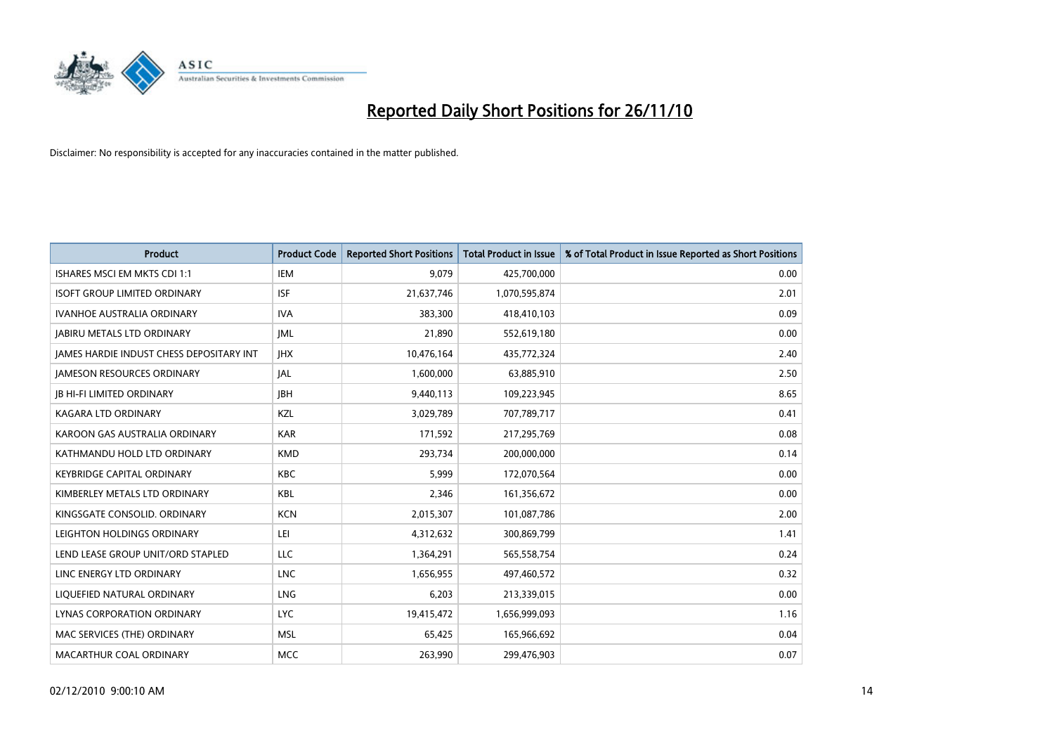# Reported Daily Short Positions for 26/11/10

Disclaimer: No responsibility is accepted for any inaccuracies contained in the matter published.

| Product | Product Code | Reported Short Positions | Total Product in Issue | % of Total Product in Issue Reported as Short Positions |
|---|---|---|---|---|
| ISHARES MSCI EM MKTS CDI 1:1 | IEM | 9,079 | 425,700,000 | 0.00 |
| ISOFT GROUP LIMITED ORDINARY | ISF | 21,637,746 | 1,070,595,874 | 2.01 |
| IVANHOE AUSTRALIA ORDINARY | IVA | 383,300 | 418,410,103 | 0.09 |
| JABIRU METALS LTD ORDINARY | JML | 21,890 | 552,619,180 | 0.00 |
| JAMES HARDIE INDUST CHESS DEPOSITARY INT | JHX | 10,476,164 | 435,772,324 | 2.40 |
| JAMESON RESOURCES ORDINARY | JAL | 1,600,000 | 63,885,910 | 2.50 |
| JB HI-FI LIMITED ORDINARY | JBH | 9,440,113 | 109,223,945 | 8.65 |
| KAGARA LTD ORDINARY | KZL | 3,029,789 | 707,789,717 | 0.41 |
| KAROON GAS AUSTRALIA ORDINARY | KAR | 171,592 | 217,295,769 | 0.08 |
| KATHMANDU HOLD LTD ORDINARY | KMD | 293,734 | 200,000,000 | 0.14 |
| KEYBRIDGE CAPITAL ORDINARY | KBC | 5,999 | 172,070,564 | 0.00 |
| KIMBERLEY METALS LTD ORDINARY | KBL | 2,346 | 161,356,672 | 0.00 |
| KINGSGATE CONSOLID. ORDINARY | KCN | 2,015,307 | 101,087,786 | 2.00 |
| LEIGHTON HOLDINGS ORDINARY | LEI | 4,312,632 | 300,869,799 | 1.41 |
| LEND LEASE GROUP UNIT/ORD STAPLED | LLC | 1,364,291 | 565,558,754 | 0.24 |
| LINC ENERGY LTD ORDINARY | LNC | 1,656,955 | 497,460,572 | 0.32 |
| LIQUEFIED NATURAL ORDINARY | LNG | 6,203 | 213,339,015 | 0.00 |
| LYNAS CORPORATION ORDINARY | LYC | 19,415,472 | 1,656,999,093 | 1.16 |
| MAC SERVICES (THE) ORDINARY | MSL | 65,425 | 165,966,692 | 0.04 |
| MACARTHUR COAL ORDINARY | MCC | 263,990 | 299,476,903 | 0.07 |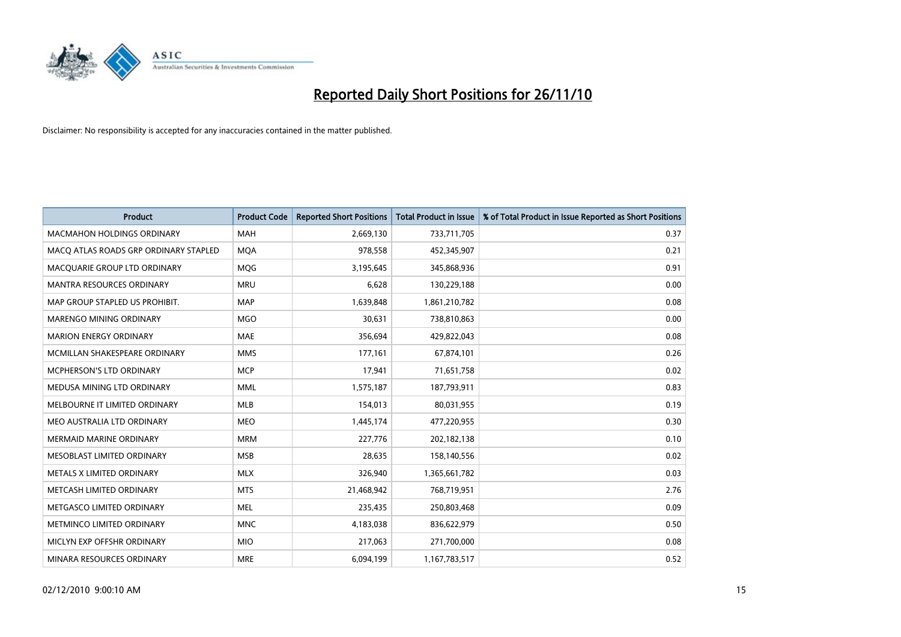# Reported Daily Short Positions for 26/11/10

Disclaimer: No responsibility is accepted for any inaccuracies contained in the matter published.

| Product | Product Code | Reported Short Positions | Total Product in Issue | % of Total Product in Issue Reported as Short Positions |
|---|---|---|---|---|
| MACMAHON HOLDINGS ORDINARY | MAH | 2,669,130 | 733,711,705 | 0.37 |
| MACQ ATLAS ROADS GRP ORDINARY STAPLED | MQA | 978,558 | 452,345,907 | 0.21 |
| MACQUARIE GROUP LTD ORDINARY | MQG | 3,195,645 | 345,868,936 | 0.91 |
| MANTRA RESOURCES ORDINARY | MRU | 6,628 | 130,229,188 | 0.00 |
| MAP GROUP STAPLED US PROHIBIT. | MAP | 1,639,848 | 1,861,210,782 | 0.08 |
| MARENGO MINING ORDINARY | MGO | 30,631 | 738,810,863 | 0.00 |
| MARION ENERGY ORDINARY | MAE | 356,694 | 429,822,043 | 0.08 |
| MCMILLAN SHAKESPEARE ORDINARY | MMS | 177,161 | 67,874,101 | 0.26 |
| MCPHERSON'S LTD ORDINARY | MCP | 17,941 | 71,651,758 | 0.02 |
| MEDUSA MINING LTD ORDINARY | MML | 1,575,187 | 187,793,911 | 0.83 |
| MELBOURNE IT LIMITED ORDINARY | MLB | 154,013 | 80,031,955 | 0.19 |
| MEO AUSTRALIA LTD ORDINARY | MEO | 1,445,174 | 477,220,955 | 0.30 |
| MERMAID MARINE ORDINARY | MRM | 227,776 | 202,182,138 | 0.10 |
| MESOBLAST LIMITED ORDINARY | MSB | 28,635 | 158,140,556 | 0.02 |
| METALS X LIMITED ORDINARY | MLX | 326,940 | 1,365,661,782 | 0.03 |
| METCASH LIMITED ORDINARY | MTS | 21,468,942 | 768,719,951 | 2.76 |
| METGASCO LIMITED ORDINARY | MEL | 235,435 | 250,803,468 | 0.09 |
| METMINCO LIMITED ORDINARY | MNC | 4,183,038 | 836,622,979 | 0.50 |
| MICLYN EXP OFFSHR ORDINARY | MIO | 217,063 | 271,700,000 | 0.08 |
| MINARA RESOURCES ORDINARY | MRE | 6,094,199 | 1,167,783,517 | 0.52 |

02/12/2010 9:00:10 AM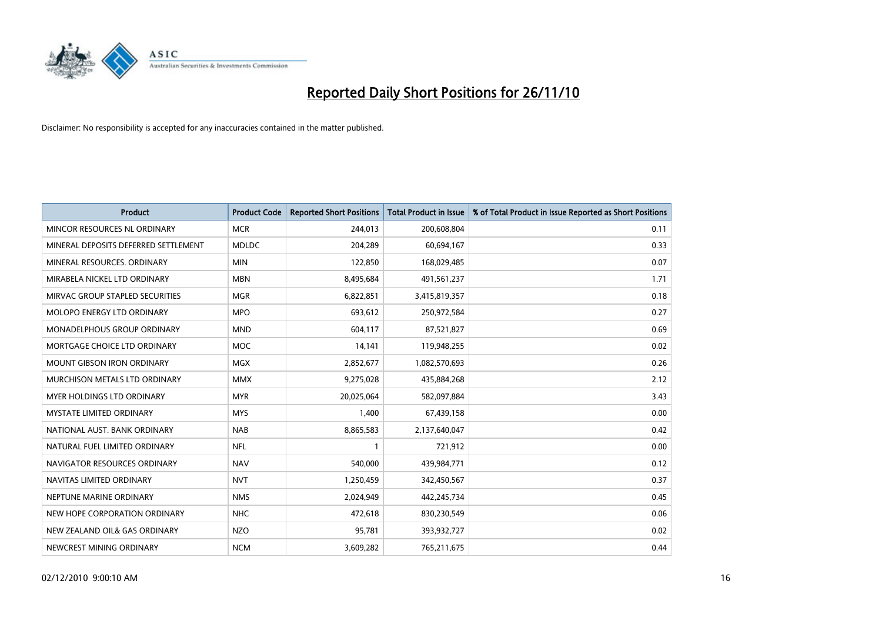# Reported Daily Short Positions for 26/11/10

Disclaimer: No responsibility is accepted for any inaccuracies contained in the matter published.

| Product | Product Code | Reported Short Positions | Total Product in Issue | % of Total Product in Issue Reported as Short Positions |
|---|---|---|---|---|
| MINCOR RESOURCES NL ORDINARY | MCR | 244,013 | 200,608,804 | 0.11 |
| MINERAL DEPOSITS DEFERRED SETTLEMENT | MDLDC | 204,289 | 60,694,167 | 0.33 |
| MINERAL RESOURCES. ORDINARY | MIN | 122,850 | 168,029,485 | 0.07 |
| MIRABELA NICKEL LTD ORDINARY | MBN | 8,495,684 | 491,561,237 | 1.71 |
| MIRVAC GROUP STAPLED SECURITIES | MGR | 6,822,851 | 3,415,819,357 | 0.18 |
| MOLOPO ENERGY LTD ORDINARY | MPO | 693,612 | 250,972,584 | 0.27 |
| MONADELPHOUS GROUP ORDINARY | MND | 604,117 | 87,521,827 | 0.69 |
| MORTGAGE CHOICE LTD ORDINARY | MOC | 14,141 | 119,948,255 | 0.02 |
| MOUNT GIBSON IRON ORDINARY | MGX | 2,852,677 | 1,082,570,693 | 0.26 |
| MURCHISON METALS LTD ORDINARY | MMX | 9,275,028 | 435,884,268 | 2.12 |
| MYER HOLDINGS LTD ORDINARY | MYR | 20,025,064 | 582,097,884 | 3.43 |
| MYSTATE LIMITED ORDINARY | MYS | 1,400 | 67,439,158 | 0.00 |
| NATIONAL AUST. BANK ORDINARY | NAB | 8,865,583 | 2,137,640,047 | 0.42 |
| NATURAL FUEL LIMITED ORDINARY | NFL | 1 | 721,912 | 0.00 |
| NAVIGATOR RESOURCES ORDINARY | NAV | 540,000 | 439,984,771 | 0.12 |
| NAVITAS LIMITED ORDINARY | NVT | 1,250,459 | 342,450,567 | 0.37 |
| NEPTUNE MARINE ORDINARY | NMS | 2,024,949 | 442,245,734 | 0.45 |
| NEW HOPE CORPORATION ORDINARY | NHC | 472,618 | 830,230,549 | 0.06 |
| NEW ZEALAND OIL& GAS ORDINARY | NZO | 95,781 | 393,932,727 | 0.02 |
| NEWCREST MINING ORDINARY | NCM | 3,609,282 | 765,211,675 | 0.44 |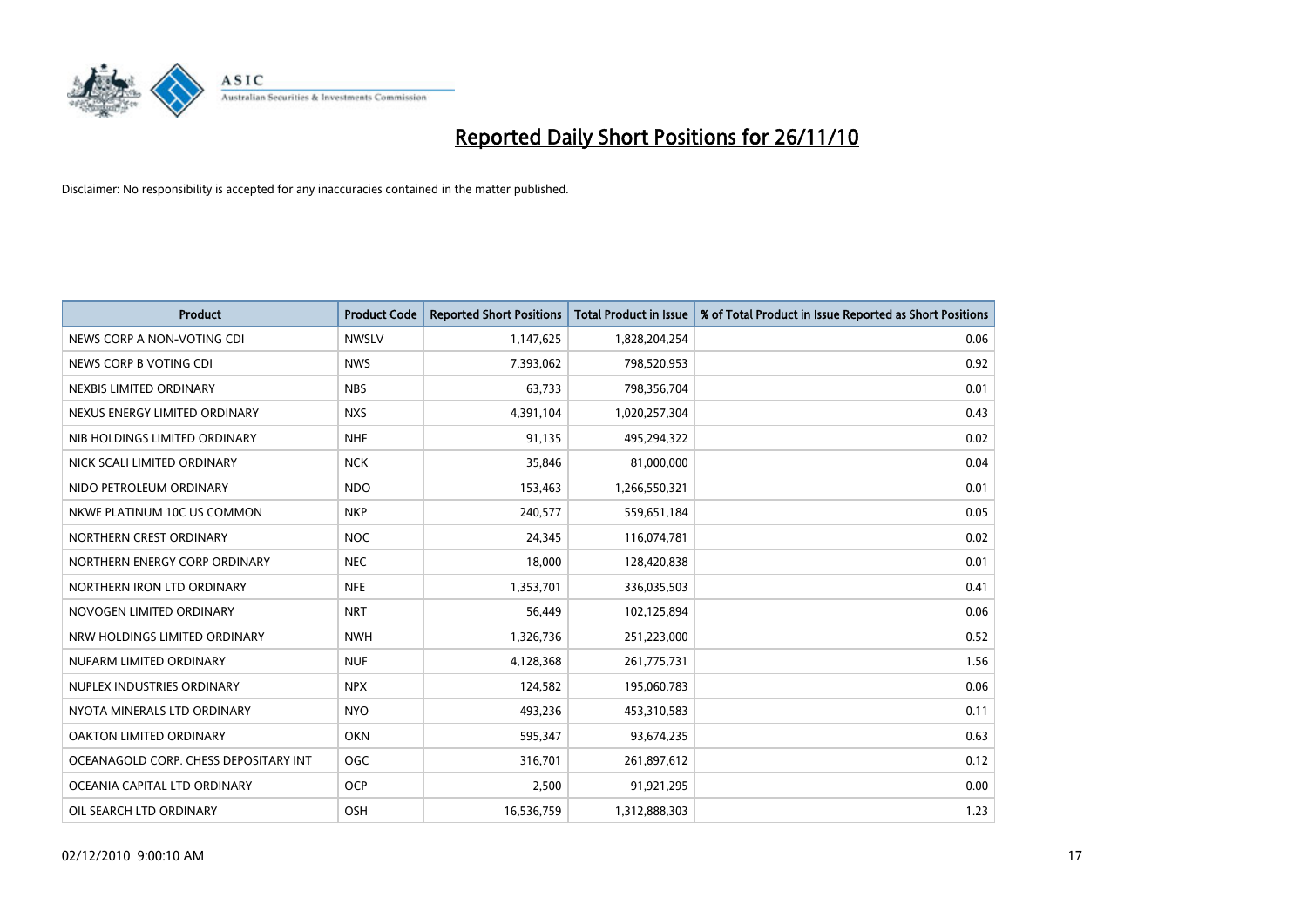# Reported Daily Short Positions for 26/11/10

Disclaimer: No responsibility is accepted for any inaccuracies contained in the matter published.

| Product | Product Code | Reported Short Positions | Total Product in Issue | % of Total Product in Issue Reported as Short Positions |
|---|---|---|---|---|
| NEWS CORP A NON-VOTING CDI | NWSLV | 1,147,625 | 1,828,204,254 | 0.06 |
| NEWS CORP B VOTING CDI | NWS | 7,393,062 | 798,520,953 | 0.92 |
| NEXBIS LIMITED ORDINARY | NBS | 63,733 | 798,356,704 | 0.01 |
| NEXUS ENERGY LIMITED ORDINARY | NXS | 4,391,104 | 1,020,257,304 | 0.43 |
| NIB HOLDINGS LIMITED ORDINARY | NHF | 91,135 | 495,294,322 | 0.02 |
| NICK SCALI LIMITED ORDINARY | NCK | 35,846 | 81,000,000 | 0.04 |
| NIDO PETROLEUM ORDINARY | NDO | 153,463 | 1,266,550,321 | 0.01 |
| NKWE PLATINUM 10C US COMMON | NKP | 240,577 | 559,651,184 | 0.05 |
| NORTHERN CREST ORDINARY | NOC | 24,345 | 116,074,781 | 0.02 |
| NORTHERN ENERGY CORP ORDINARY | NEC | 18,000 | 128,420,838 | 0.01 |
| NORTHERN IRON LTD ORDINARY | NFE | 1,353,701 | 336,035,503 | 0.41 |
| NOVOGEN LIMITED ORDINARY | NRT | 56,449 | 102,125,894 | 0.06 |
| NRW HOLDINGS LIMITED ORDINARY | NWH | 1,326,736 | 251,223,000 | 0.52 |
| NUFARM LIMITED ORDINARY | NUF | 4,128,368 | 261,775,731 | 1.56 |
| NUPLEX INDUSTRIES ORDINARY | NPX | 124,582 | 195,060,783 | 0.06 |
| NYOTA MINERALS LTD ORDINARY | NYO | 493,236 | 453,310,583 | 0.11 |
| OAKTON LIMITED ORDINARY | OKN | 595,347 | 93,674,235 | 0.63 |
| OCEANAGOLD CORP. CHESS DEPOSITARY INT | OGC | 316,701 | 261,897,612 | 0.12 |
| OCEANIA CAPITAL LTD ORDINARY | OCP | 2,500 | 91,921,295 | 0.00 |
| OIL SEARCH LTD ORDINARY | OSH | 16,536,759 | 1,312,888,303 | 1.23 |

02/12/2010 9:00:10 AM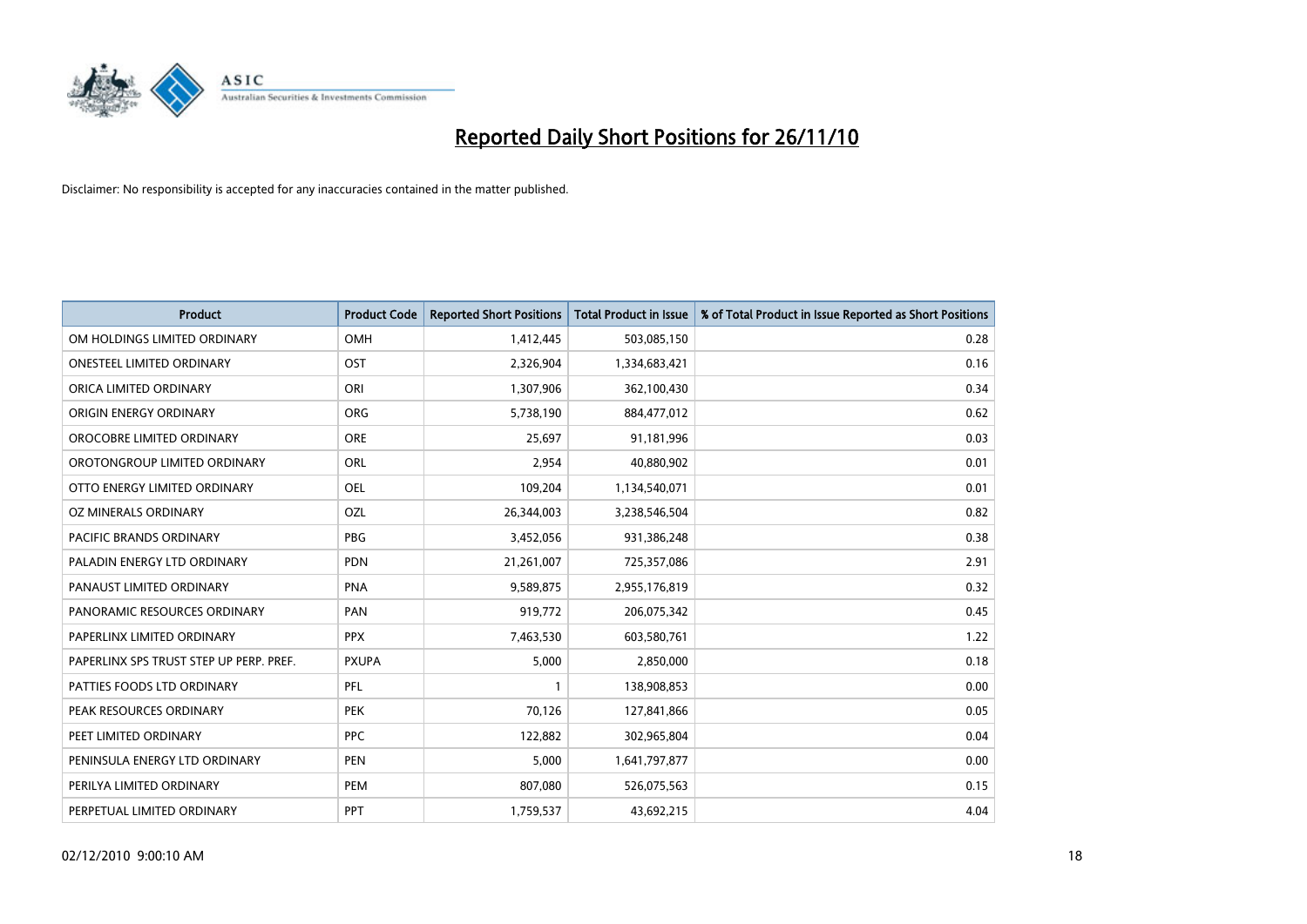# Reported Daily Short Positions for 26/11/10

Disclaimer: No responsibility is accepted for any inaccuracies contained in the matter published.

| Product | Product Code | Reported Short Positions | Total Product in Issue | % of Total Product in Issue Reported as Short Positions |
|---|---|---|---|---|
| OM HOLDINGS LIMITED ORDINARY | OMH | 1,412,445 | 503,085,150 | 0.28 |
| ONESTEEL LIMITED ORDINARY | OST | 2,326,904 | 1,334,683,421 | 0.16 |
| ORICA LIMITED ORDINARY | ORI | 1,307,906 | 362,100,430 | 0.34 |
| ORIGIN ENERGY ORDINARY | ORG | 5,738,190 | 884,477,012 | 0.62 |
| OROCOBRE LIMITED ORDINARY | ORE | 25,697 | 91,181,996 | 0.03 |
| OROTONGROUP LIMITED ORDINARY | ORL | 2,954 | 40,880,902 | 0.01 |
| OTTO ENERGY LIMITED ORDINARY | OEL | 109,204 | 1,134,540,071 | 0.01 |
| OZ MINERALS ORDINARY | OZL | 26,344,003 | 3,238,546,504 | 0.82 |
| PACIFIC BRANDS ORDINARY | PBG | 3,452,056 | 931,386,248 | 0.38 |
| PALADIN ENERGY LTD ORDINARY | PDN | 21,261,007 | 725,357,086 | 2.91 |
| PANAUST LIMITED ORDINARY | PNA | 9,589,875 | 2,955,176,819 | 0.32 |
| PANORAMIC RESOURCES ORDINARY | PAN | 919,772 | 206,075,342 | 0.45 |
| PAPERLINX LIMITED ORDINARY | PPX | 7,463,530 | 603,580,761 | 1.22 |
| PAPERLINX SPS TRUST STEP UP PERP. PREF. | PXUPA | 5,000 | 2,850,000 | 0.18 |
| PATTIES FOODS LTD ORDINARY | PFL | 1 | 138,908,853 | 0.00 |
| PEAK RESOURCES ORDINARY | PEK | 70,126 | 127,841,866 | 0.05 |
| PEET LIMITED ORDINARY | PPC | 122,882 | 302,965,804 | 0.04 |
| PENINSULA ENERGY LTD ORDINARY | PEN | 5,000 | 1,641,797,877 | 0.00 |
| PERILYA LIMITED ORDINARY | PEM | 807,080 | 526,075,563 | 0.15 |
| PERPETUAL LIMITED ORDINARY | PPT | 1,759,537 | 43,692,215 | 4.04 |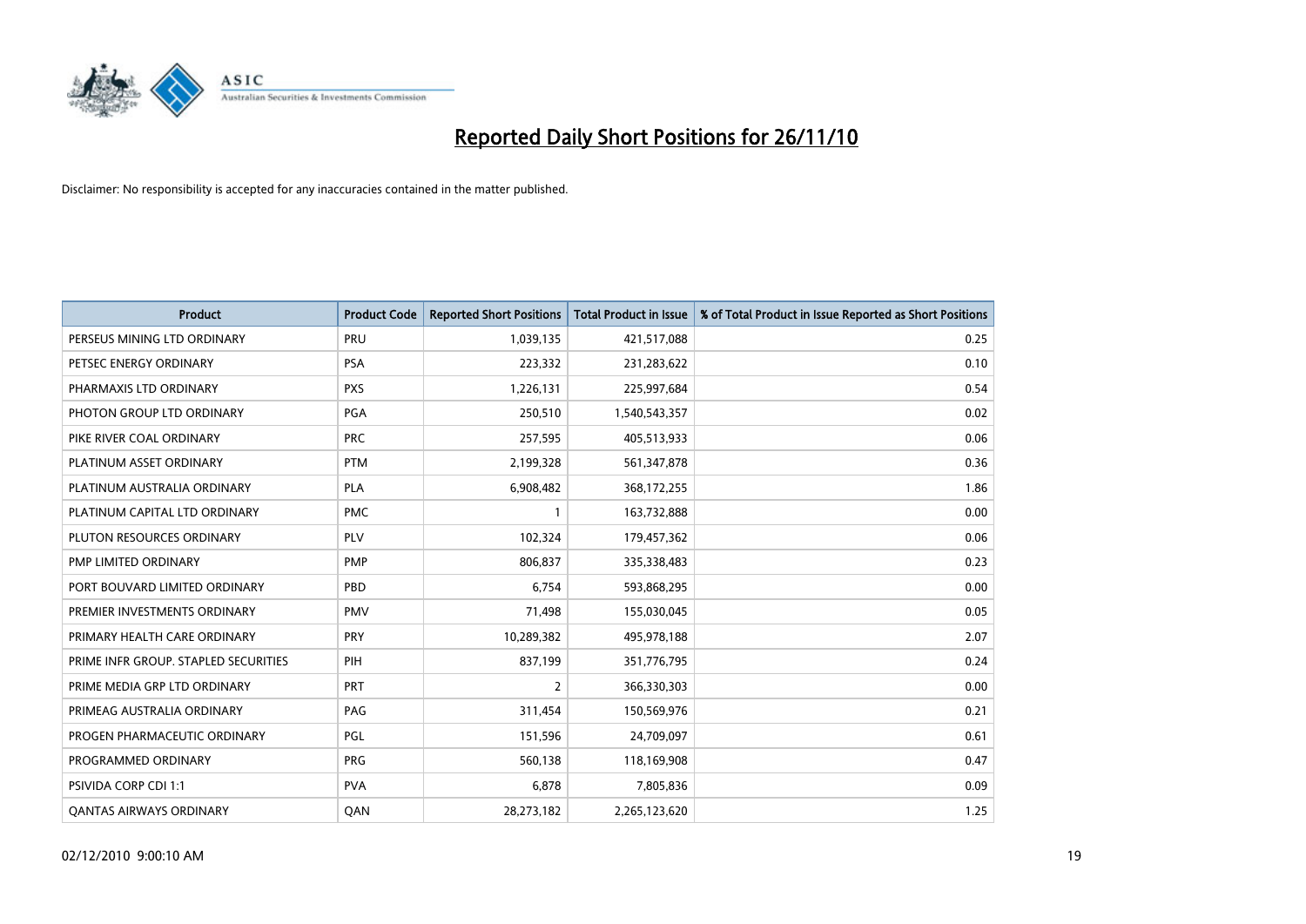# Reported Daily Short Positions for 26/11/10

Disclaimer: No responsibility is accepted for any inaccuracies contained in the matter published.

| Product | Product Code | Reported Short Positions | Total Product in Issue | % of Total Product in Issue Reported as Short Positions |
|---|---|---|---|---|
| PERSEUS MINING LTD ORDINARY | PRU | 1,039,135 | 421,517,088 | 0.25 |
| PETSEC ENERGY ORDINARY | PSA | 223,332 | 231,283,622 | 0.10 |
| PHARMAXIS LTD ORDINARY | PXS | 1,226,131 | 225,997,684 | 0.54 |
| PHOTON GROUP LTD ORDINARY | PGA | 250,510 | 1,540,543,357 | 0.02 |
| PIKE RIVER COAL ORDINARY | PRC | 257,595 | 405,513,933 | 0.06 |
| PLATINUM ASSET ORDINARY | PTM | 2,199,328 | 561,347,878 | 0.36 |
| PLATINUM AUSTRALIA ORDINARY | PLA | 6,908,482 | 368,172,255 | 1.86 |
| PLATINUM CAPITAL LTD ORDINARY | PMC | 1 | 163,732,888 | 0.00 |
| PLUTON RESOURCES ORDINARY | PLV | 102,324 | 179,457,362 | 0.06 |
| PMP LIMITED ORDINARY | PMP | 806,837 | 335,338,483 | 0.23 |
| PORT BOUVARD LIMITED ORDINARY | PBD | 6,754 | 593,868,295 | 0.00 |
| PREMIER INVESTMENTS ORDINARY | PMV | 71,498 | 155,030,045 | 0.05 |
| PRIMARY HEALTH CARE ORDINARY | PRY | 10,289,382 | 495,978,188 | 2.07 |
| PRIME INFR GROUP. STAPLED SECURITIES | PIH | 837,199 | 351,776,795 | 0.24 |
| PRIME MEDIA GRP LTD ORDINARY | PRT | 2 | 366,330,303 | 0.00 |
| PRIMEAG AUSTRALIA ORDINARY | PAG | 311,454 | 150,569,976 | 0.21 |
| PROGEN PHARMACEUTIC ORDINARY | PGL | 151,596 | 24,709,097 | 0.61 |
| PROGRAMMED ORDINARY | PRG | 560,138 | 118,169,908 | 0.47 |
| PSIVIDA CORP CDI 1:1 | PVA | 6,878 | 7,805,836 | 0.09 |
| QANTAS AIRWAYS ORDINARY | QAN | 28,273,182 | 2,265,123,620 | 1.25 |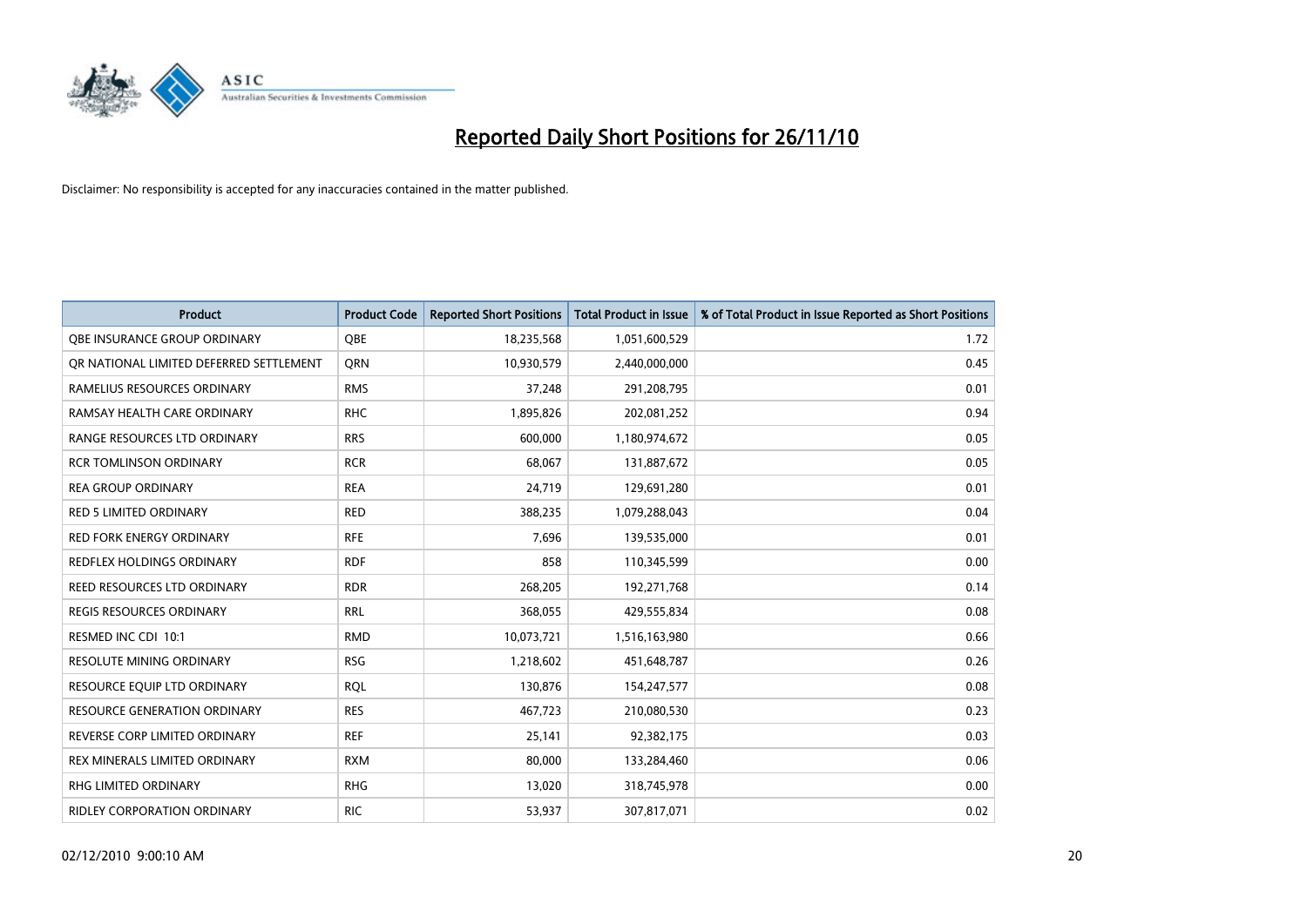# Reported Daily Short Positions for 26/11/10

Disclaimer: No responsibility is accepted for any inaccuracies contained in the matter published.

| Product | Product Code | Reported Short Positions | Total Product in Issue | % of Total Product in Issue Reported as Short Positions |
|---|---|---|---|---|
| QBE INSURANCE GROUP ORDINARY | QBE | 18,235,568 | 1,051,600,529 | 1.72 |
| QR NATIONAL LIMITED DEFERRED SETTLEMENT | QRN | 10,930,579 | 2,440,000,000 | 0.45 |
| RAMELIUS RESOURCES ORDINARY | RMS | 37,248 | 291,208,795 | 0.01 |
| RAMSAY HEALTH CARE ORDINARY | RHC | 1,895,826 | 202,081,252 | 0.94 |
| RANGE RESOURCES LTD ORDINARY | RRS | 600,000 | 1,180,974,672 | 0.05 |
| RCR TOMLINSON ORDINARY | RCR | 68,067 | 131,887,672 | 0.05 |
| REA GROUP ORDINARY | REA | 24,719 | 129,691,280 | 0.01 |
| RED 5 LIMITED ORDINARY | RED | 388,235 | 1,079,288,043 | 0.04 |
| RED FORK ENERGY ORDINARY | RFE | 7,696 | 139,535,000 | 0.01 |
| REDFLEX HOLDINGS ORDINARY | RDF | 858 | 110,345,599 | 0.00 |
| REED RESOURCES LTD ORDINARY | RDR | 268,205 | 192,271,768 | 0.14 |
| REGIS RESOURCES ORDINARY | RRL | 368,055 | 429,555,834 | 0.08 |
| RESMED INC CDI 10:1 | RMD | 10,073,721 | 1,516,163,980 | 0.66 |
| RESOLUTE MINING ORDINARY | RSG | 1,218,602 | 451,648,787 | 0.26 |
| RESOURCE EQUIP LTD ORDINARY | RQL | 130,876 | 154,247,577 | 0.08 |
| RESOURCE GENERATION ORDINARY | RES | 467,723 | 210,080,530 | 0.23 |
| REVERSE CORP LIMITED ORDINARY | REF | 25,141 | 92,382,175 | 0.03 |
| REX MINERALS LIMITED ORDINARY | RXM | 80,000 | 133,284,460 | 0.06 |
| RHG LIMITED ORDINARY | RHG | 13,020 | 318,745,978 | 0.00 |
| RIDLEY CORPORATION ORDINARY | RIC | 53,937 | 307,817,071 | 0.02 |

02/12/2010 9:00:10 AM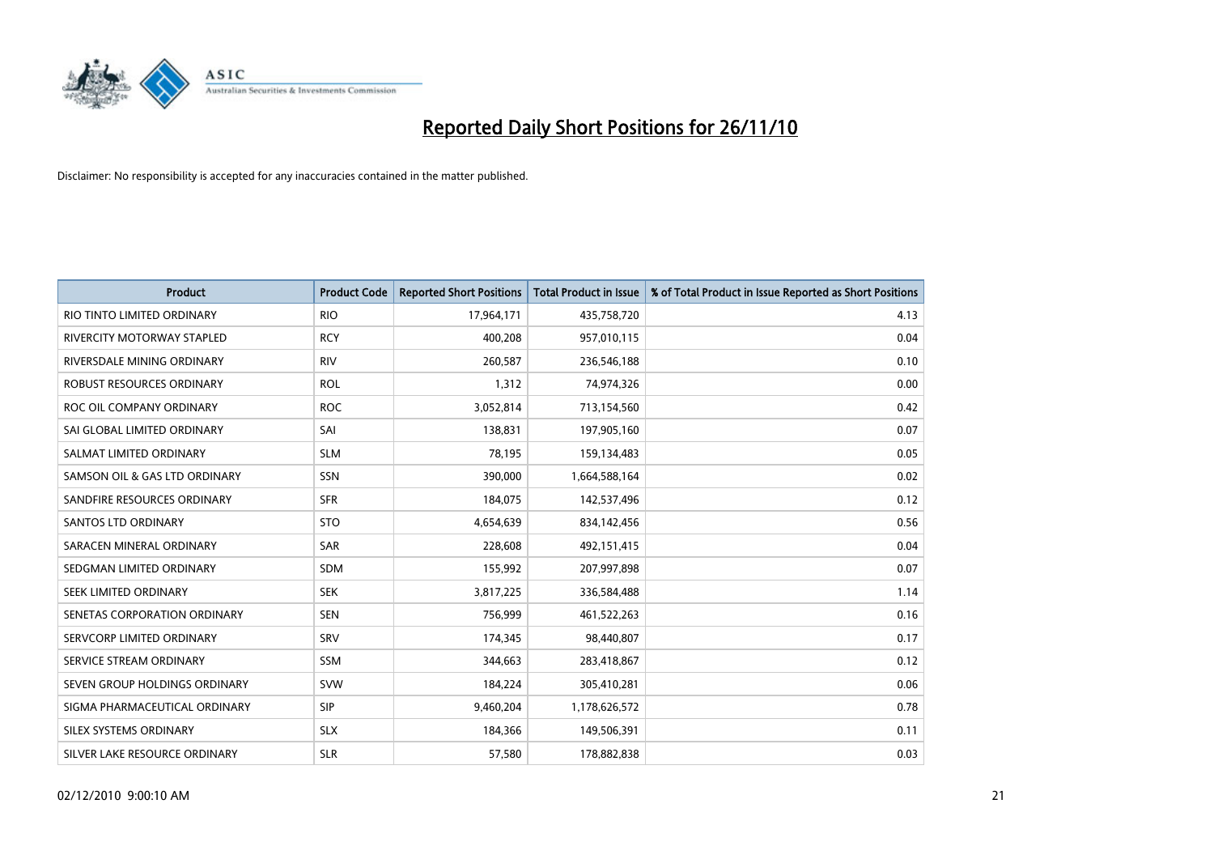# Reported Daily Short Positions for 26/11/10

Disclaimer: No responsibility is accepted for any inaccuracies contained in the matter published.

| Product | Product Code | Reported Short Positions | Total Product in Issue | % of Total Product in Issue Reported as Short Positions |
|---|---|---|---|---|
| RIO TINTO LIMITED ORDINARY | RIO | 17,964,171 | 435,758,720 | 4.13 |
| RIVERCITY MOTORWAY STAPLED | RCY | 400,208 | 957,010,115 | 0.04 |
| RIVERSDALE MINING ORDINARY | RIV | 260,587 | 236,546,188 | 0.10 |
| ROBUST RESOURCES ORDINARY | ROL | 1,312 | 74,974,326 | 0.00 |
| ROC OIL COMPANY ORDINARY | ROC | 3,052,814 | 713,154,560 | 0.42 |
| SAI GLOBAL LIMITED ORDINARY | SAI | 138,831 | 197,905,160 | 0.07 |
| SALMAT LIMITED ORDINARY | SLM | 78,195 | 159,134,483 | 0.05 |
| SAMSON OIL & GAS LTD ORDINARY | SSN | 390,000 | 1,664,588,164 | 0.02 |
| SANDFIRE RESOURCES ORDINARY | SFR | 184,075 | 142,537,496 | 0.12 |
| SANTOS LTD ORDINARY | STO | 4,654,639 | 834,142,456 | 0.56 |
| SARACEN MINERAL ORDINARY | SAR | 228,608 | 492,151,415 | 0.04 |
| SEDGMAN LIMITED ORDINARY | SDM | 155,992 | 207,997,898 | 0.07 |
| SEEK LIMITED ORDINARY | SEK | 3,817,225 | 336,584,488 | 1.14 |
| SENETAS CORPORATION ORDINARY | SEN | 756,999 | 461,522,263 | 0.16 |
| SERVCORP LIMITED ORDINARY | SRV | 174,345 | 98,440,807 | 0.17 |
| SERVICE STREAM ORDINARY | SSM | 344,663 | 283,418,867 | 0.12 |
| SEVEN GROUP HOLDINGS ORDINARY | SVW | 184,224 | 305,410,281 | 0.06 |
| SIGMA PHARMACEUTICAL ORDINARY | SIP | 9,460,204 | 1,178,626,572 | 0.78 |
| SILEX SYSTEMS ORDINARY | SLX | 184,366 | 149,506,391 | 0.11 |
| SILVER LAKE RESOURCE ORDINARY | SLR | 57,580 | 178,882,838 | 0.03 |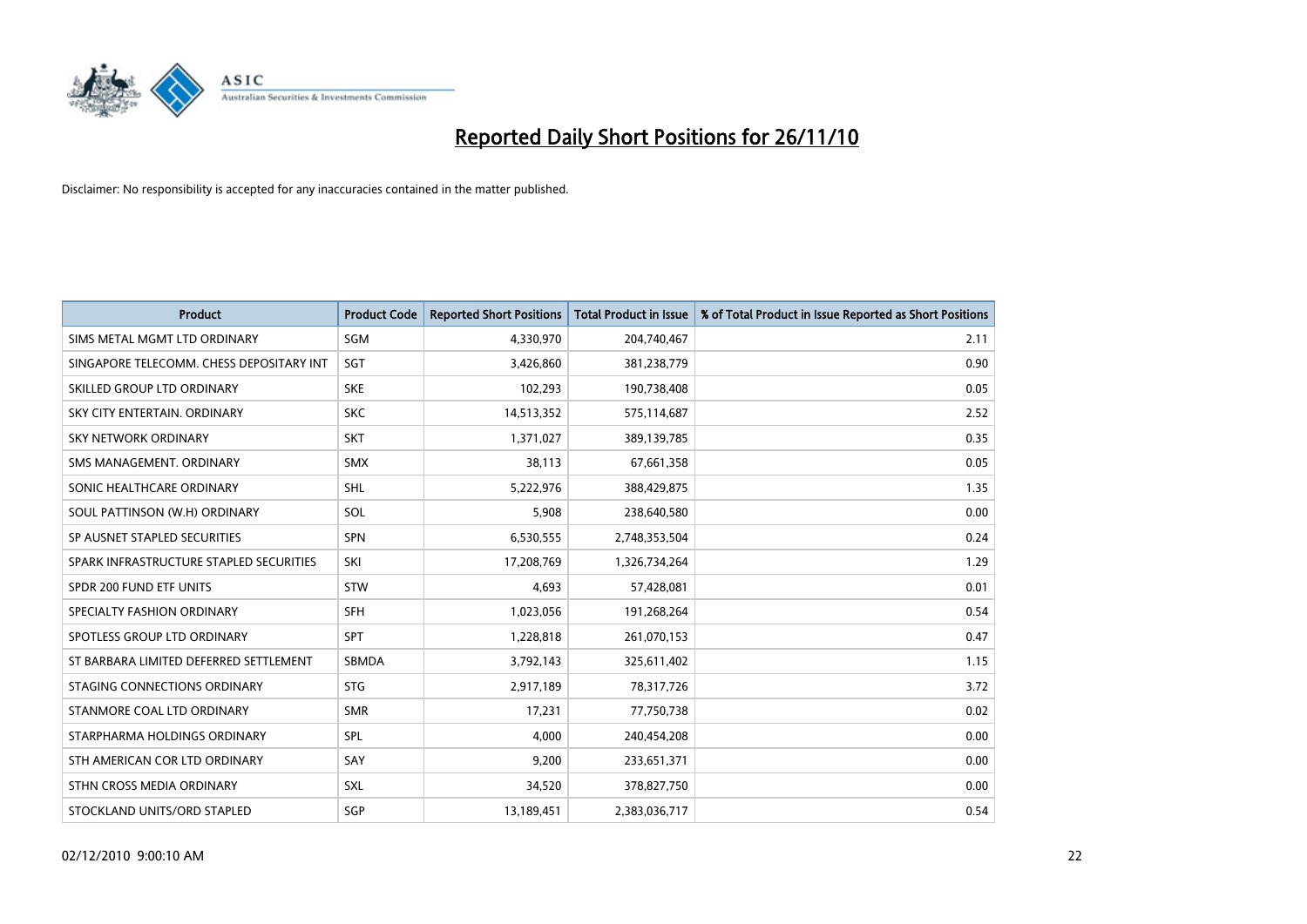# Reported Daily Short Positions for 26/11/10

Disclaimer: No responsibility is accepted for any inaccuracies contained in the matter published.

| Product | Product Code | Reported Short Positions | Total Product in Issue | % of Total Product in Issue Reported as Short Positions |
|---|---|---|---|---|
| SIMS METAL MGMT LTD ORDINARY | SGM | 4,330,970 | 204,740,467 | 2.11 |
| SINGAPORE TELECOMM. CHESS DEPOSITARY INT | SGT | 3,426,860 | 381,238,779 | 0.90 |
| SKILLED GROUP LTD ORDINARY | SKE | 102,293 | 190,738,408 | 0.05 |
| SKY CITY ENTERTAIN. ORDINARY | SKC | 14,513,352 | 575,114,687 | 2.52 |
| SKY NETWORK ORDINARY | SKT | 1,371,027 | 389,139,785 | 0.35 |
| SMS MANAGEMENT. ORDINARY | SMX | 38,113 | 67,661,358 | 0.05 |
| SONIC HEALTHCARE ORDINARY | SHL | 5,222,976 | 388,429,875 | 1.35 |
| SOUL PATTINSON (W.H) ORDINARY | SOL | 5,908 | 238,640,580 | 0.00 |
| SP AUSNET STAPLED SECURITIES | SPN | 6,530,555 | 2,748,353,504 | 0.24 |
| SPARK INFRASTRUCTURE STAPLED SECURITIES | SKI | 17,208,769 | 1,326,734,264 | 1.29 |
| SPDR 200 FUND ETF UNITS | STW | 4,693 | 57,428,081 | 0.01 |
| SPECIALTY FASHION ORDINARY | SFH | 1,023,056 | 191,268,264 | 0.54 |
| SPOTLESS GROUP LTD ORDINARY | SPT | 1,228,818 | 261,070,153 | 0.47 |
| ST BARBARA LIMITED DEFERRED SETTLEMENT | SBMDA | 3,792,143 | 325,611,402 | 1.15 |
| STAGING CONNECTIONS ORDINARY | STG | 2,917,189 | 78,317,726 | 3.72 |
| STANMORE COAL LTD ORDINARY | SMR | 17,231 | 77,750,738 | 0.02 |
| STARPHARMA HOLDINGS ORDINARY | SPL | 4,000 | 240,454,208 | 0.00 |
| STH AMERICAN COR LTD ORDINARY | SAY | 9,200 | 233,651,371 | 0.00 |
| STHN CROSS MEDIA ORDINARY | SXL | 34,520 | 378,827,750 | 0.00 |
| STOCKLAND UNITS/ORD STAPLED | SGP | 13,189,451 | 2,383,036,717 | 0.54 |

02/12/2010 9:00:10 AM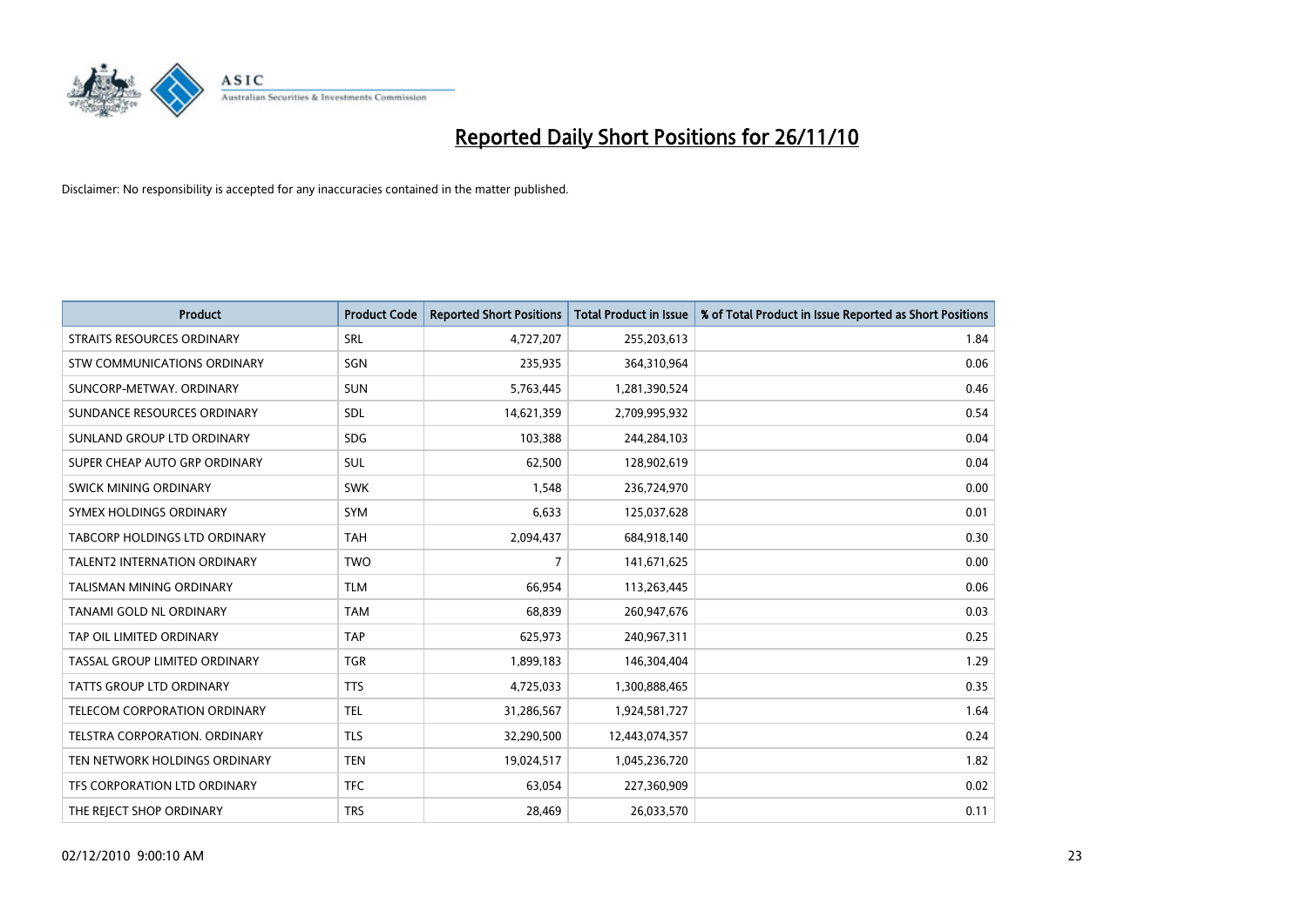# Reported Daily Short Positions for 26/11/10

Disclaimer: No responsibility is accepted for any inaccuracies contained in the matter published.

| Product | Product Code | Reported Short Positions | Total Product in Issue | % of Total Product in Issue Reported as Short Positions |
|---|---|---|---|---|
| STRAITS RESOURCES ORDINARY | SRL | 4,727,207 | 255,203,613 | 1.84 |
| STW COMMUNICATIONS ORDINARY | SGN | 235,935 | 364,310,964 | 0.06 |
| SUNCORP-METWAY. ORDINARY | SUN | 5,763,445 | 1,281,390,524 | 0.46 |
| SUNDANCE RESOURCES ORDINARY | SDL | 14,621,359 | 2,709,995,932 | 0.54 |
| SUNLAND GROUP LTD ORDINARY | SDG | 103,388 | 244,284,103 | 0.04 |
| SUPER CHEAP AUTO GRP ORDINARY | SUL | 62,500 | 128,902,619 | 0.04 |
| SWICK MINING ORDINARY | SWK | 1,548 | 236,724,970 | 0.00 |
| SYMEX HOLDINGS ORDINARY | SYM | 6,633 | 125,037,628 | 0.01 |
| TABCORP HOLDINGS LTD ORDINARY | TAH | 2,094,437 | 684,918,140 | 0.30 |
| TALENT2 INTERNATION ORDINARY | TWO | 7 | 141,671,625 | 0.00 |
| TALISMAN MINING ORDINARY | TLM | 66,954 | 113,263,445 | 0.06 |
| TANAMI GOLD NL ORDINARY | TAM | 68,839 | 260,947,676 | 0.03 |
| TAP OIL LIMITED ORDINARY | TAP | 625,973 | 240,967,311 | 0.25 |
| TASSAL GROUP LIMITED ORDINARY | TGR | 1,899,183 | 146,304,404 | 1.29 |
| TATTS GROUP LTD ORDINARY | TTS | 4,725,033 | 1,300,888,465 | 0.35 |
| TELECOM CORPORATION ORDINARY | TEL | 31,286,567 | 1,924,581,727 | 1.64 |
| TELSTRA CORPORATION. ORDINARY | TLS | 32,290,500 | 12,443,074,357 | 0.24 |
| TEN NETWORK HOLDINGS ORDINARY | TEN | 19,024,517 | 1,045,236,720 | 1.82 |
| TFS CORPORATION LTD ORDINARY | TFC | 63,054 | 227,360,909 | 0.02 |
| THE REJECT SHOP ORDINARY | TRS | 28,469 | 26,033,570 | 0.11 |

02/12/2010 9:00:10 AM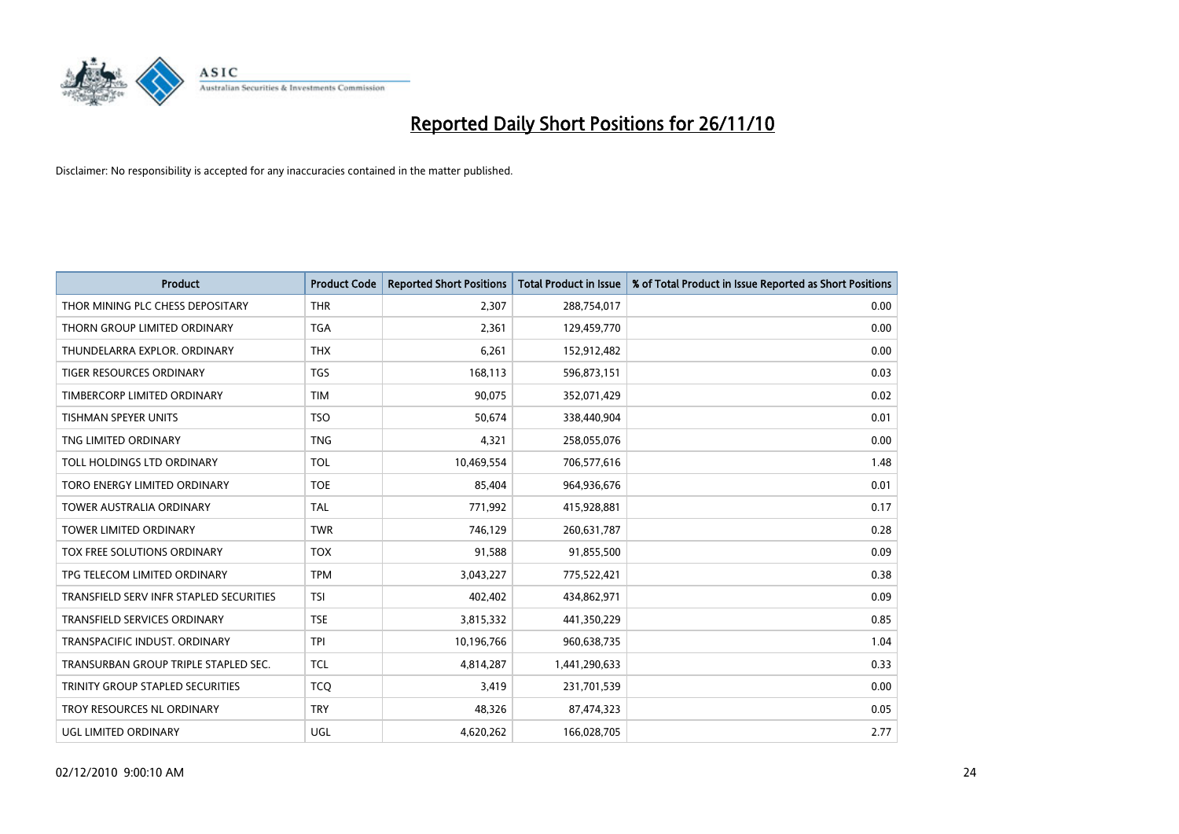# Reported Daily Short Positions for 26/11/10

Disclaimer: No responsibility is accepted for any inaccuracies contained in the matter published.

| Product | Product Code | Reported Short Positions | Total Product in Issue | % of Total Product in Issue Reported as Short Positions |
|---|---|---|---|---|
| THOR MINING PLC CHESS DEPOSITARY | THR | 2,307 | 288,754,017 | 0.00 |
| THORN GROUP LIMITED ORDINARY | TGA | 2,361 | 129,459,770 | 0.00 |
| THUNDELARRA EXPLOR. ORDINARY | THX | 6,261 | 152,912,482 | 0.00 |
| TIGER RESOURCES ORDINARY | TGS | 168,113 | 596,873,151 | 0.03 |
| TIMBERCORP LIMITED ORDINARY | TIM | 90,075 | 352,071,429 | 0.02 |
| TISHMAN SPEYER UNITS | TSO | 50,674 | 338,440,904 | 0.01 |
| TNG LIMITED ORDINARY | TNG | 4,321 | 258,055,076 | 0.00 |
| TOLL HOLDINGS LTD ORDINARY | TOL | 10,469,554 | 706,577,616 | 1.48 |
| TORO ENERGY LIMITED ORDINARY | TOE | 85,404 | 964,936,676 | 0.01 |
| TOWER AUSTRALIA ORDINARY | TAL | 771,992 | 415,928,881 | 0.17 |
| TOWER LIMITED ORDINARY | TWR | 746,129 | 260,631,787 | 0.28 |
| TOX FREE SOLUTIONS ORDINARY | TOX | 91,588 | 91,855,500 | 0.09 |
| TPG TELECOM LIMITED ORDINARY | TPM | 3,043,227 | 775,522,421 | 0.38 |
| TRANSFIELD SERV INFR STAPLED SECURITIES | TSI | 402,402 | 434,862,971 | 0.09 |
| TRANSFIELD SERVICES ORDINARY | TSE | 3,815,332 | 441,350,229 | 0.85 |
| TRANSPACIFIC INDUST. ORDINARY | TPI | 10,196,766 | 960,638,735 | 1.04 |
| TRANSURBAN GROUP TRIPLE STAPLED SEC. | TCL | 4,814,287 | 1,441,290,633 | 0.33 |
| TRINITY GROUP STAPLED SECURITIES | TCQ | 3,419 | 231,701,539 | 0.00 |
| TROY RESOURCES NL ORDINARY | TRY | 48,326 | 87,474,323 | 0.05 |
| UGL LIMITED ORDINARY | UGL | 4,620,262 | 166,028,705 | 2.77 |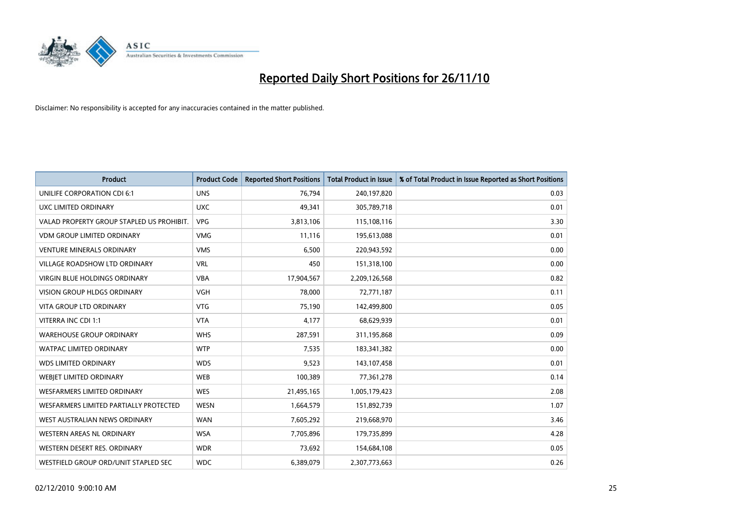# Reported Daily Short Positions for 26/11/10

Disclaimer: No responsibility is accepted for any inaccuracies contained in the matter published.

| Product | Product Code | Reported Short Positions | Total Product in Issue | % of Total Product in Issue Reported as Short Positions |
|---|---|---|---|---|
| UNILIFE CORPORATION CDI 6:1 | UNS | 76,794 | 240,197,820 | 0.03 |
| UXC LIMITED ORDINARY | UXC | 49,341 | 305,789,718 | 0.01 |
| VALAD PROPERTY GROUP STAPLED US PROHIBIT. | VPG | 3,813,106 | 115,108,116 | 3.30 |
| VDM GROUP LIMITED ORDINARY | VMG | 11,116 | 195,613,088 | 0.01 |
| VENTURE MINERALS ORDINARY | VMS | 6,500 | 220,943,592 | 0.00 |
| VILLAGE ROADSHOW LTD ORDINARY | VRL | 450 | 151,318,100 | 0.00 |
| VIRGIN BLUE HOLDINGS ORDINARY | VBA | 17,904,567 | 2,209,126,568 | 0.82 |
| VISION GROUP HLDGS ORDINARY | VGH | 78,000 | 72,771,187 | 0.11 |
| VITA GROUP LTD ORDINARY | VTG | 75,190 | 142,499,800 | 0.05 |
| VITERRA INC CDI 1:1 | VTA | 4,177 | 68,629,939 | 0.01 |
| WAREHOUSE GROUP ORDINARY | WHS | 287,591 | 311,195,868 | 0.09 |
| WATPAC LIMITED ORDINARY | WTP | 7,535 | 183,341,382 | 0.00 |
| WDS LIMITED ORDINARY | WDS | 9,523 | 143,107,458 | 0.01 |
| WEBJET LIMITED ORDINARY | WEB | 100,389 | 77,361,278 | 0.14 |
| WESFARMERS LIMITED ORDINARY | WES | 21,495,165 | 1,005,179,423 | 2.08 |
| WESFARMERS LIMITED PARTIALLY PROTECTED | WESN | 1,664,579 | 151,892,739 | 1.07 |
| WEST AUSTRALIAN NEWS ORDINARY | WAN | 7,605,292 | 219,668,970 | 3.46 |
| WESTERN AREAS NL ORDINARY | WSA | 7,705,896 | 179,735,899 | 4.28 |
| WESTERN DESERT RES. ORDINARY | WDR | 73,692 | 154,684,108 | 0.05 |
| WESTFIELD GROUP ORD/UNIT STAPLED SEC | WDC | 6,389,079 | 2,307,773,663 | 0.26 |

02/12/2010 9:00:10 AM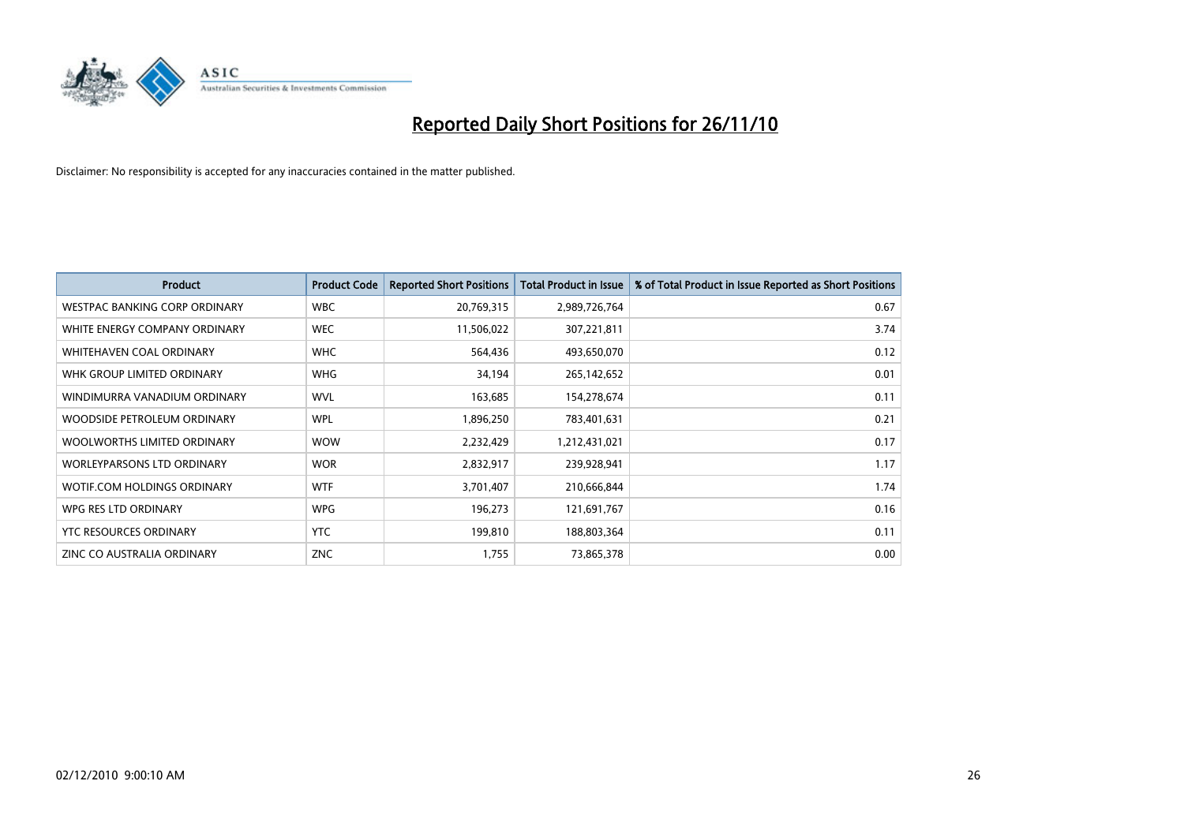# Reported Daily Short Positions for 26/11/10

Disclaimer: No responsibility is accepted for any inaccuracies contained in the matter published.

| Product | Product Code | Reported Short Positions | Total Product in Issue | % of Total Product in Issue Reported as Short Positions |
|---|---|---|---|---|
| WESTPAC BANKING CORP ORDINARY | WBC | 20,769,315 | 2,989,726,764 | 0.67 |
| WHITE ENERGY COMPANY ORDINARY | WEC | 11,506,022 | 307,221,811 | 3.74 |
| WHITEHAVEN COAL ORDINARY | WHC | 564,436 | 493,650,070 | 0.12 |
| WHK GROUP LIMITED ORDINARY | WHG | 34,194 | 265,142,652 | 0.01 |
| WINDIMURRA VANADIUM ORDINARY | WVL | 163,685 | 154,278,674 | 0.11 |
| WOODSIDE PETROLEUM ORDINARY | WPL | 1,896,250 | 783,401,631 | 0.21 |
| WOOLWORTHS LIMITED ORDINARY | WOW | 2,232,429 | 1,212,431,021 | 0.17 |
| WORLEYPARSONS LTD ORDINARY | WOR | 2,832,917 | 239,928,941 | 1.17 |
| WOTIF.COM HOLDINGS ORDINARY | WTF | 3,701,407 | 210,666,844 | 1.74 |
| WPG RES LTD ORDINARY | WPG | 196,273 | 121,691,767 | 0.16 |
| YTC RESOURCES ORDINARY | YTC | 199,810 | 188,803,364 | 0.11 |
| ZINC CO AUSTRALIA ORDINARY | ZNC | 1,755 | 73,865,378 | 0.00 |